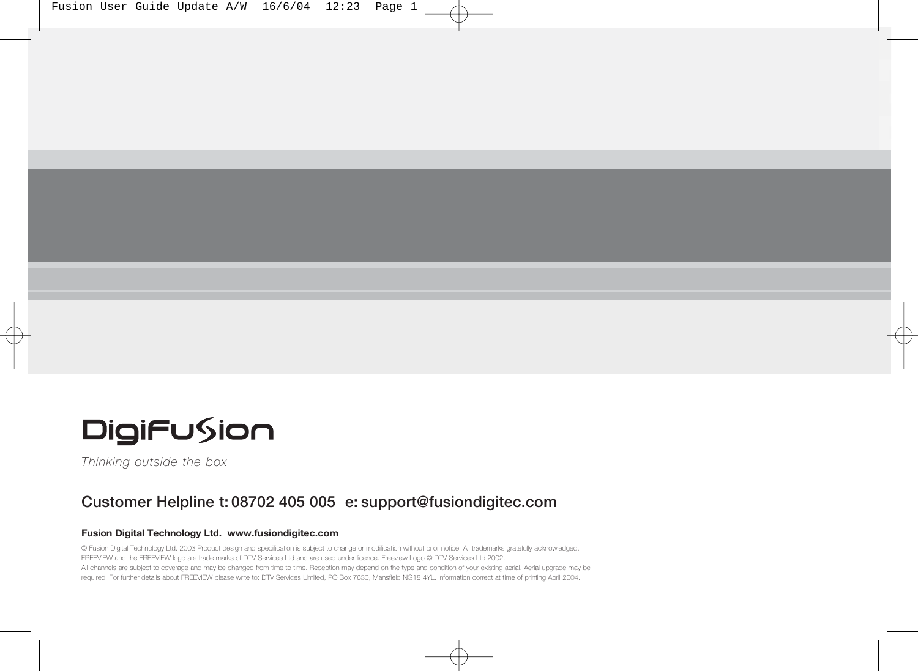# DigiFusion

*Thinking outside the box*

## Customer Helpline t: 08702 405 005 e: support@fusiondigitec.com

**Fusion Digital Technology Ltd. www.fusiondigitec.com**

© Fusion Digital Technology Ltd. 2003 Product design and specification is subject to change or modification without prior notice. All trademarks gratefully acknowledged. FREEVIEW and the FREEVIEW logo are trade marks of DTV Services Ltd and are used under licence. Freeview Logo © DTV Services Ltd 2002.
All channels are subject to coverage and may be changed from time to time. Reception may depend on the type and condition of your existing aerial. Aerial upgrade may be required. For further details about FREEVIEW please write to: DTV Services Limited, PO Box 7630, Mansfield NG18 4YL. Information correct at time of printing April 2004.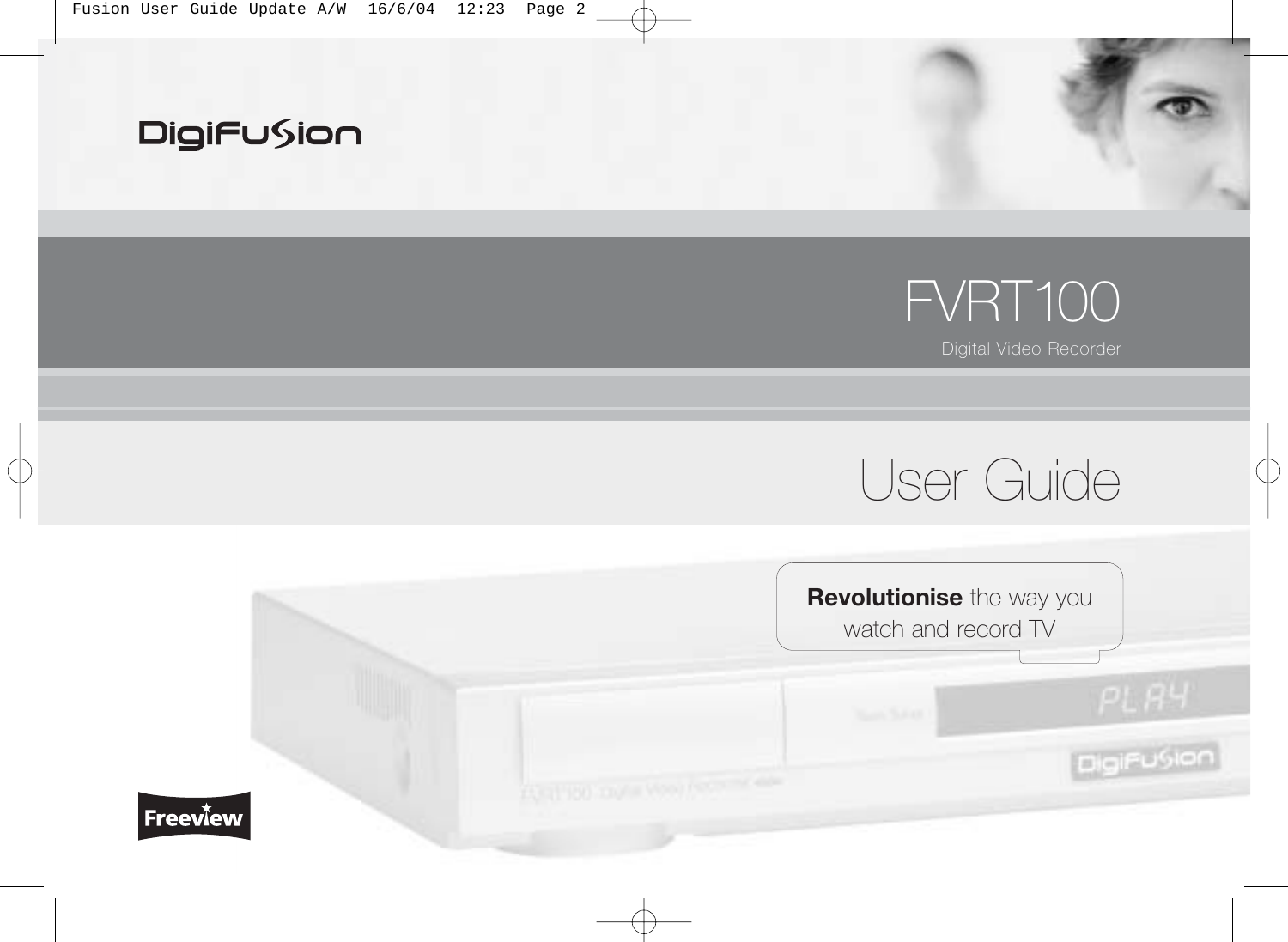DigiFusion

# FVRT100

Digital Video Recorder

# User Guide

**Revolutionise** the way you watch and record TV

Freeview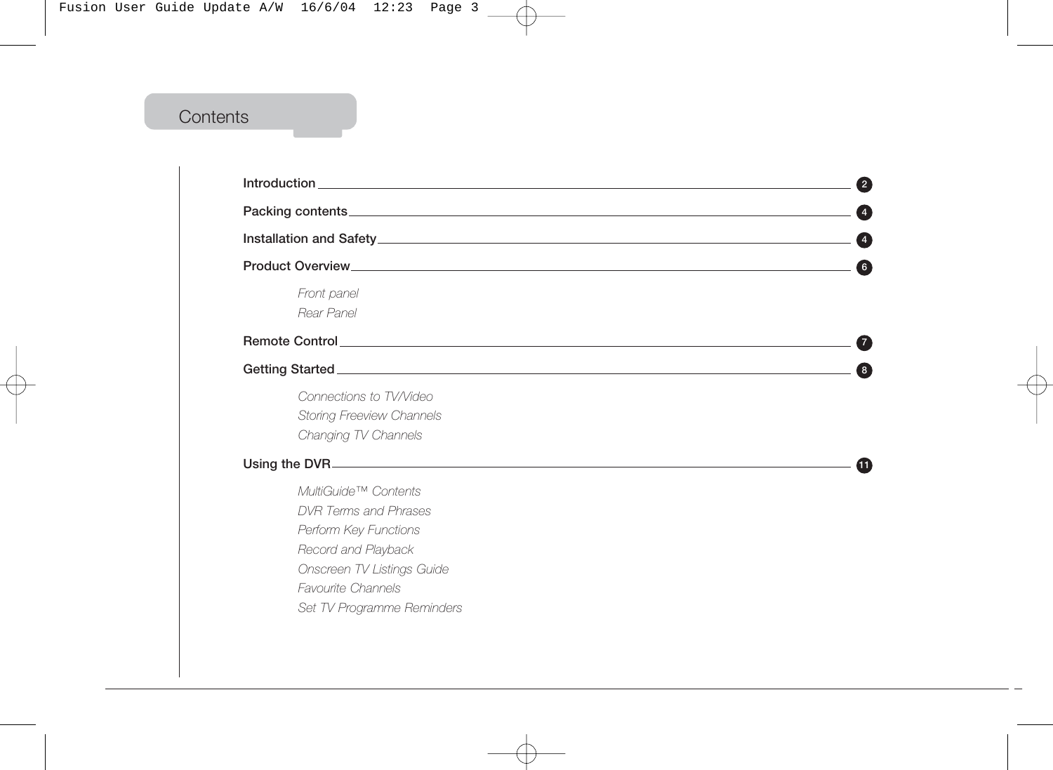# Contents

**Introduction** 2

**Packing contents** 4

**Installation and Safety** 4

**Product Overview** 6

*Front panel*
*Rear Panel*

**Remote Control** 7

**Getting Started** 8

*Connections to TV/Video*
*Storing Freeview Channels*
*Changing TV Channels*

**Using the DVR** 11

*MultiGuide™ Contents*
*DVR Terms and Phrases*
*Perform Key Functions*
*Record and Playback*
*Onscreen TV Listings Guide*
*Favourite Channels*
*Set TV Programme Reminders*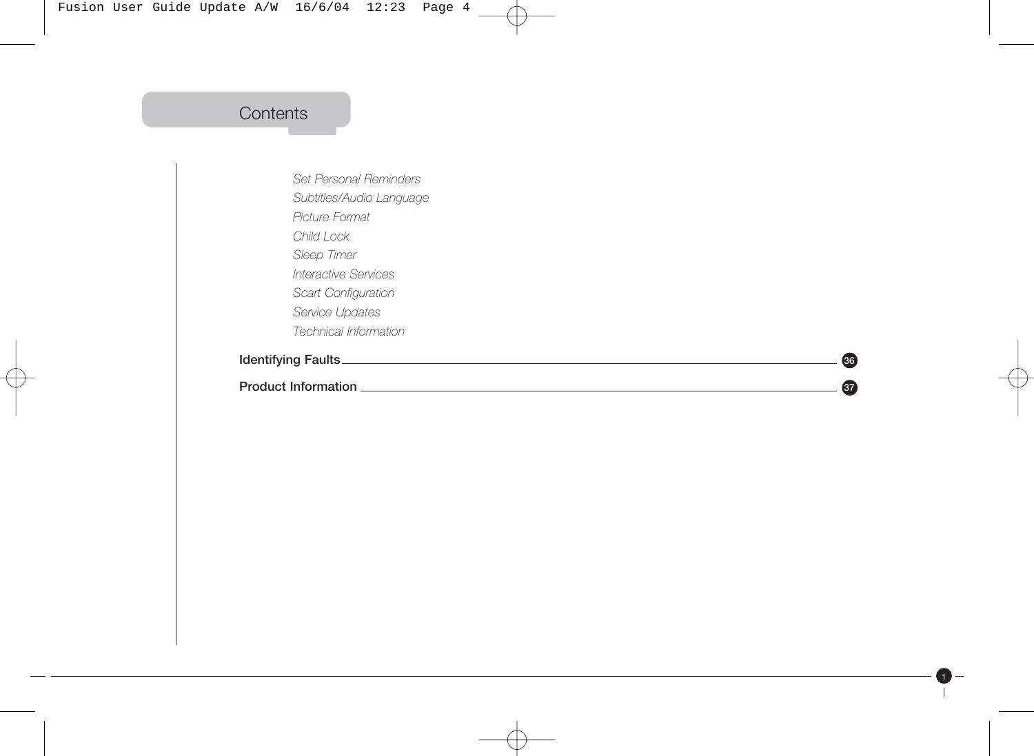# Contents

*Set Personal Reminders*
*Subtitles/Audio Language*
*Picture Format*
*Child Lock*
*Sleep Timer*
*Interactive Services*
*Scart Configuration*
*Service Updates*
*Technical Information*

**Identifying Faults** ........ 36

**Product Information** ........ 37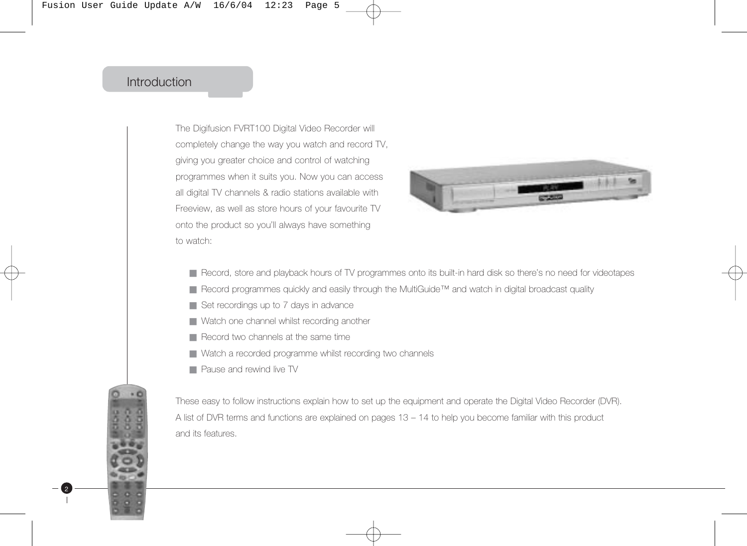# Introduction

The Digifusion FVRT100 Digital Video Recorder will completely change the way you watch and record TV, giving you greater choice and control of watching programmes when it suits you. Now you can access all digital TV channels & radio stations available with Freeview, as well as store hours of your favourite TV onto the product so you'll always have something to watch:

- Record, store and playback hours of TV programmes onto its built-in hard disk so there's no need for videotapes
- Record programmes quickly and easily through the MultiGuide™ and watch in digital broadcast quality
- Set recordings up to 7 days in advance
- Watch one channel whilst recording another
- Record two channels at the same time
- Watch a recorded programme whilst recording two channels
- Pause and rewind live TV

These easy to follow instructions explain how to set up the equipment and operate the Digital Video Recorder (DVR). A list of DVR terms and functions are explained on pages 13 – 14 to help you become familiar with this product and its features.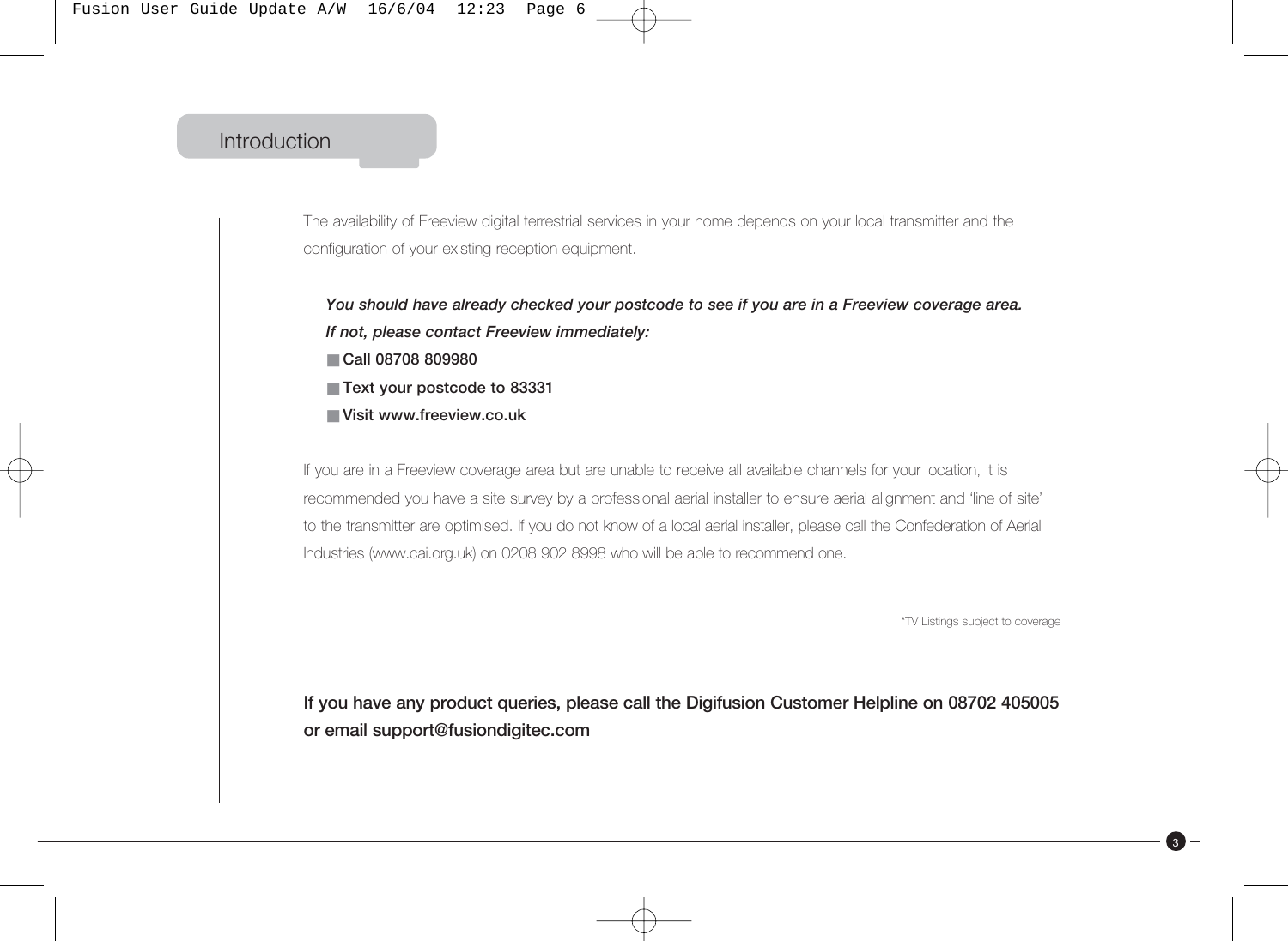# Introduction

The availability of Freeview digital terrestrial services in your home depends on your local transmitter and the configuration of your existing reception equipment.

***You should have already checked your postcode to see if you are in a Freeview coverage area. If not, please contact Freeview immediately:***

- **Call 08708 809980**
- **Text your postcode to 83331**
- **Visit www.freeview.co.uk**

If you are in a Freeview coverage area but are unable to receive all available channels for your location, it is recommended you have a site survey by a professional aerial installer to ensure aerial alignment and 'line of site' to the transmitter are optimised. If you do not know of a local aerial installer, please call the Confederation of Aerial Industries (www.cai.org.uk) on 0208 902 8998 who will be able to recommend one.

*TV Listings subject to coverage

**If you have any product queries, please call the Digifusion Customer Helpline on 08702 405005 or email support@fusiondigitec.com**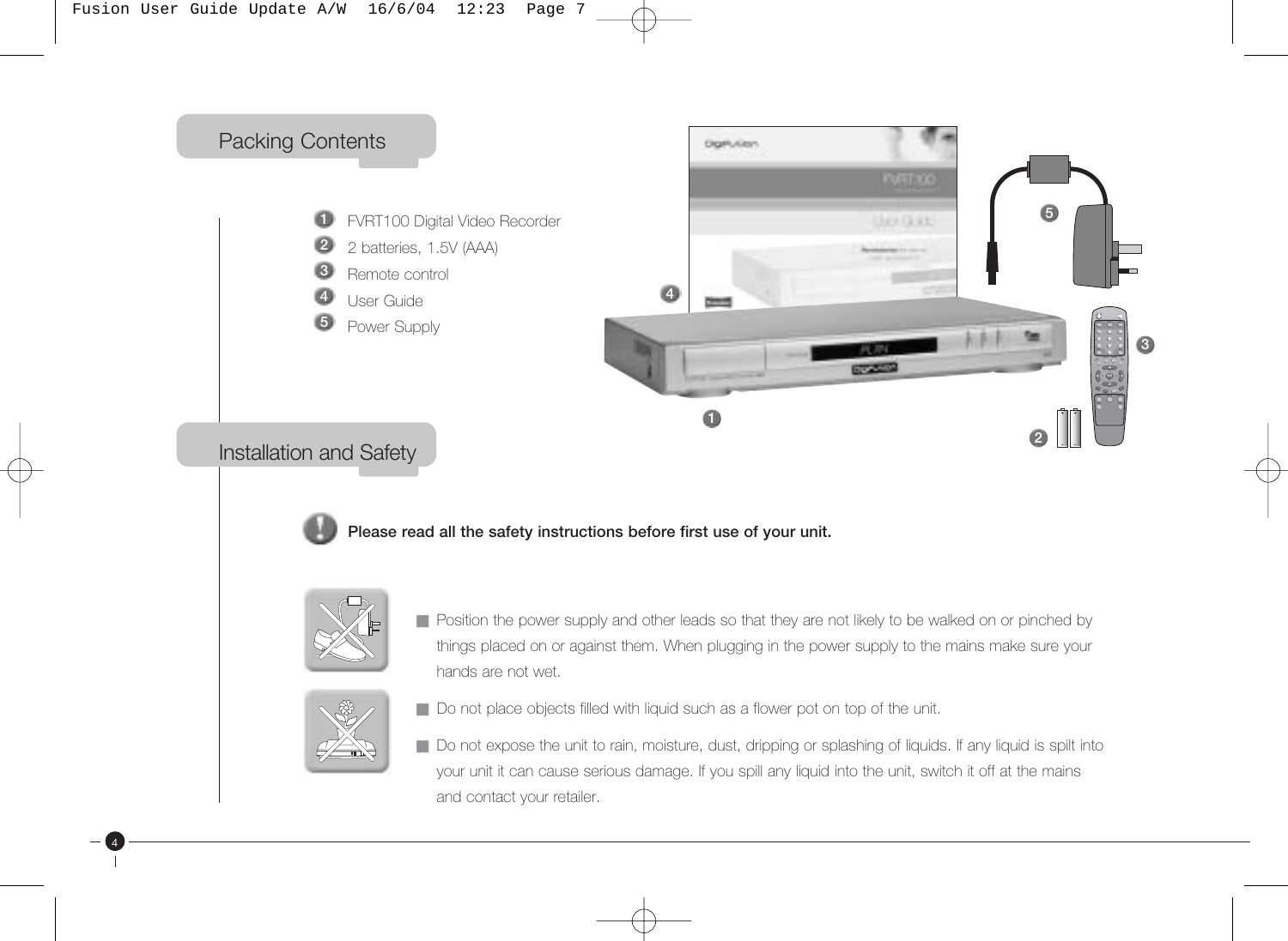## Packing Contents

1. FVRT100 Digital Video Recorder
2. 2 batteries, 1.5V (AAA)
3. Remote control
4. User Guide
5. Power Supply

## Installation and Safety

**Please read all the safety instructions before first use of your unit.**

- Position the power supply and other leads so that they are not likely to be walked on or pinched by things placed on or against them. When plugging in the power supply to the mains make sure your hands are not wet.
- Do not place objects filled with liquid such as a flower pot on top of the unit.
- Do not expose the unit to rain, moisture, dust, dripping or splashing of liquids. If any liquid is spilt into your unit it can cause serious damage. If you spill any liquid into the unit, switch it off at the mains and contact your retailer.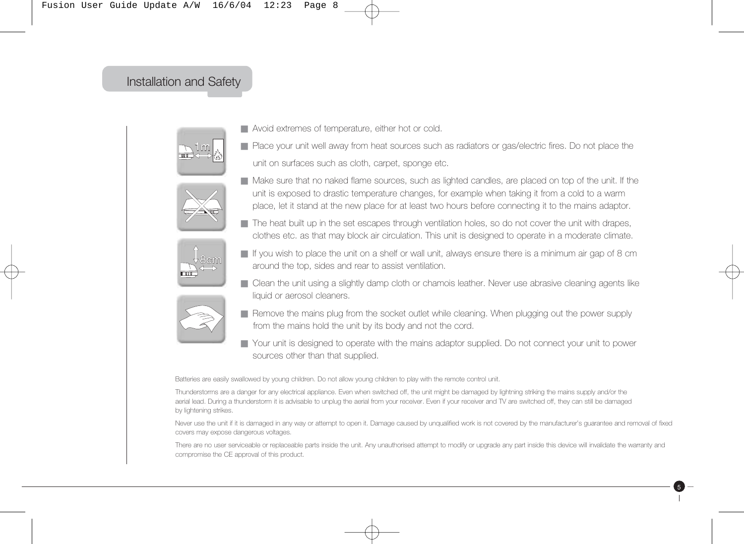## Installation and Safety

- Avoid extremes of temperature, either hot or cold.
- Place your unit well away from heat sources such as radiators or gas/electric fires. Do not place the unit on surfaces such as cloth, carpet, sponge etc.
- Make sure that no naked flame sources, such as lighted candles, are placed on top of the unit. If the unit is exposed to drastic temperature changes, for example when taking it from a cold to a warm place, let it stand at the new place for at least two hours before connecting it to the mains adaptor.
- The heat built up in the set escapes through ventilation holes, so do not cover the unit with drapes, clothes etc. as that may block air circulation. This unit is designed to operate in a moderate climate.
- If you wish to place the unit on a shelf or wall unit, always ensure there is a minimum air gap of 8 cm around the top, sides and rear to assist ventilation.
- Clean the unit using a slightly damp cloth or chamois leather. Never use abrasive cleaning agents like liquid or aerosol cleaners.
- Remove the mains plug from the socket outlet while cleaning. When plugging out the power supply from the mains hold the unit by its body and not the cord.
- Your unit is designed to operate with the mains adaptor supplied. Do not connect your unit to power sources other than that supplied.

Batteries are easily swallowed by young children. Do not allow young children to play with the remote control unit.

Thunderstorms are a danger for any electrical appliance. Even when switched off, the unit might be damaged by lightning striking the mains supply and/or the aerial lead. During a thunderstorm it is advisable to unplug the aerial from your receiver. Even if your receiver and TV are switched off, they can still be damaged by lightening strikes.

Never use the unit if it is damaged in any way or attempt to open it. Damage caused by unqualified work is not covered by the manufacturer's guarantee and removal of fixed covers may expose dangerous voltages.

There are no user serviceable or replaceable parts inside the unit. Any unauthorised attempt to modify or upgrade any part inside this device will invalidate the warranty and compromise the CE approval of this product.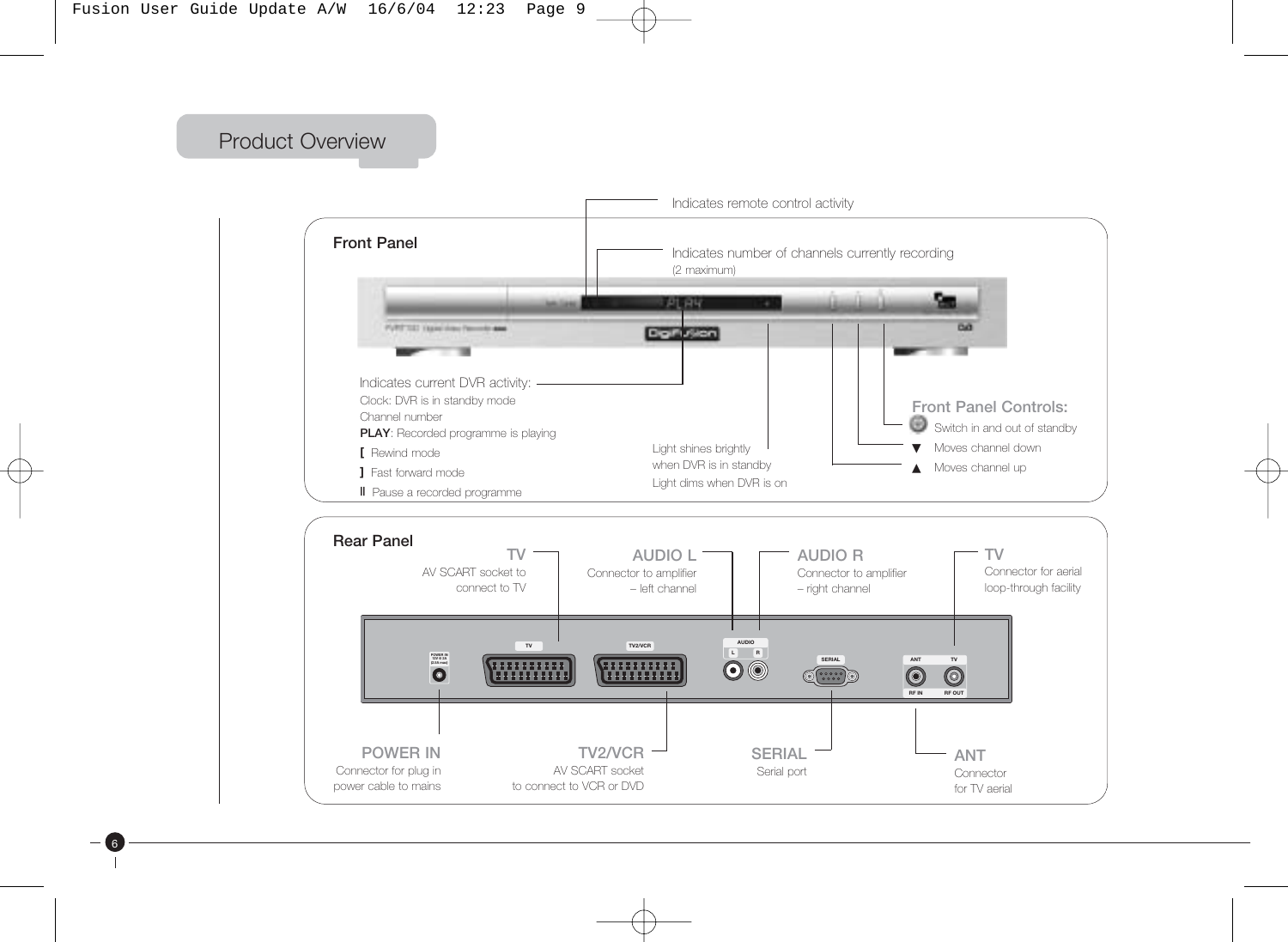# Product Overview

## Front Panel

Indicates remote control activity

Indicates number of channels currently recording
(2 maximum)

Indicates current DVR activity:
Clock: DVR is in standby mode
Channel number
**PLAY**: Recorded programme is playing
[ Rewind mode
] Fast forward mode
II Pause a recorded programme

Light shines brightly when DVR is in standby
Light dims when DVR is on

**Front Panel Controls:**

- Switch in and out of standby
- ▼ Moves channel down
- ▲ Moves channel up

## Rear Panel

**TV**
AV SCART socket to connect to TV

**AUDIO L**
Connector to amplifier – left channel

**AUDIO R**
Connector to amplifier – right channel

**TV**
Connector for aerial loop-through facility

**POWER IN**
Connector for plug in power cable to mains

**TV2/VCR**
AV SCART socket to connect to VCR or DVD

**SERIAL**
Serial port

**ANT**
Connector for TV aerial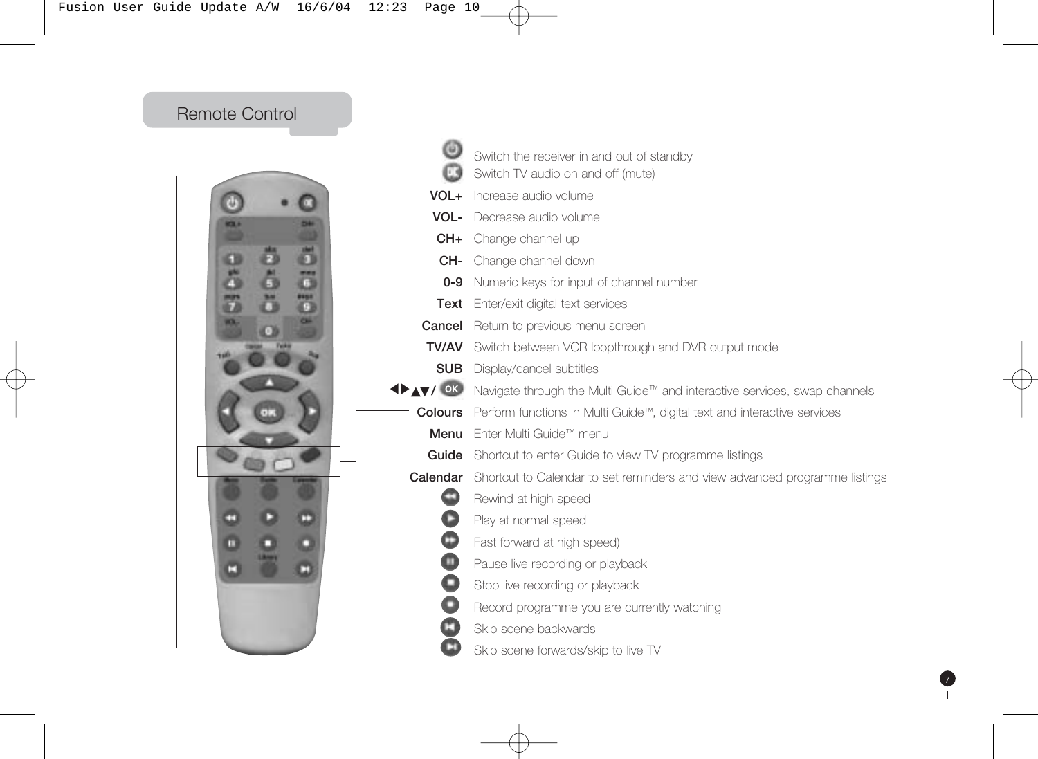## Remote Control

| Button | Function |
|---|---|
| (Standby) | Switch the receiver in and out of standby |
| (Mute) | Switch TV audio on and off (mute) |
| **VOL+** | Increase audio volume |
| **VOL-** | Decrease audio volume |
| **CH+** | Change channel up |
| **CH-** | Change channel down |
| **0-9** | Numeric keys for input of channel number |
| **Text** | Enter/exit digital text services |
| **Cancel** | Return to previous menu screen |
| **TV/AV** | Switch between VCR loopthrough and DVR output mode |
| **SUB** | Display/cancel subtitles |
| ◀▶▲▼/ OK | Navigate through the Multi Guide™ and interactive services, swap channels |
| **Colours** | Perform functions in Multi Guide™, digital text and interactive services |
| **Menu** | Enter Multi Guide™ menu |
| **Guide** | Shortcut to enter Guide to view TV programme listings |
| **Calendar** | Shortcut to Calendar to set reminders and view advanced programme listings |
| (Rewind) | Rewind at high speed |
| (Play) | Play at normal speed |
| (Fast forward) | Fast forward at high speed) |
| (Pause) | Pause live recording or playback |
| (Stop) | Stop live recording or playback |
| (Record) | Record programme you are currently watching |
| (Skip back) | Skip scene backwards |
| (Skip forward) | Skip scene forwards/skip to live TV |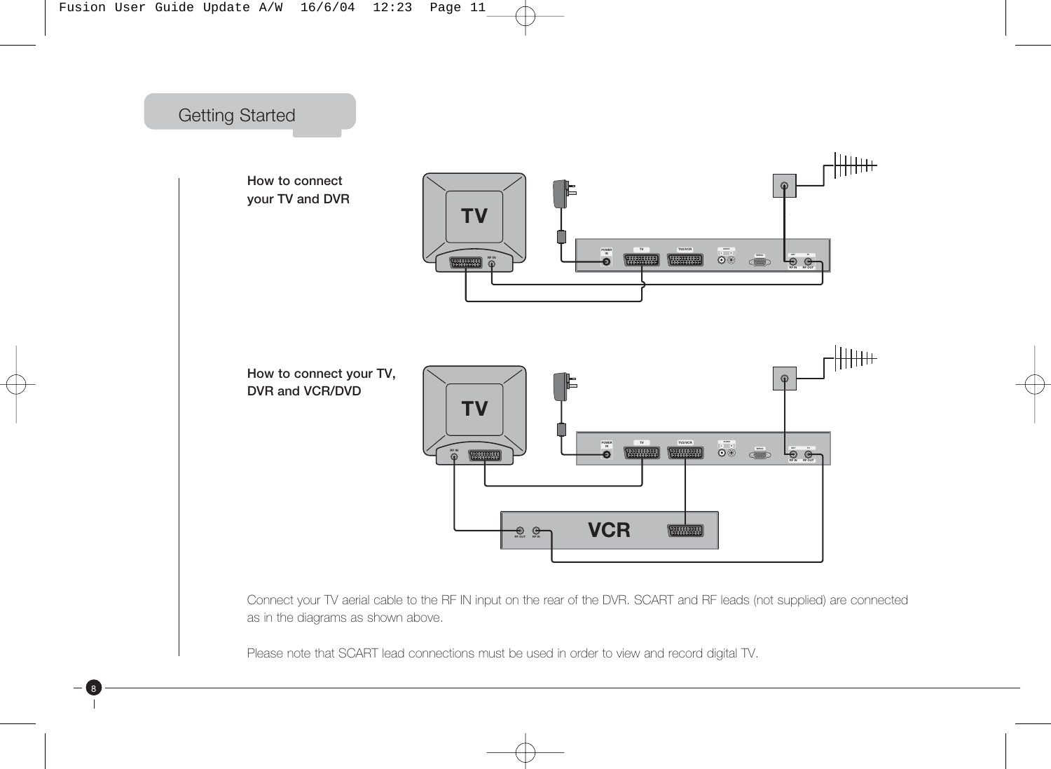## Getting Started

**How to connect your TV and DVR**

**How to connect your TV, DVR and VCR/DVD**

Connect your TV aerial cable to the RF IN input on the rear of the DVR. SCART and RF leads (not supplied) are connected as in the diagrams as shown above.

Please note that SCART lead connections must be used in order to view and record digital TV.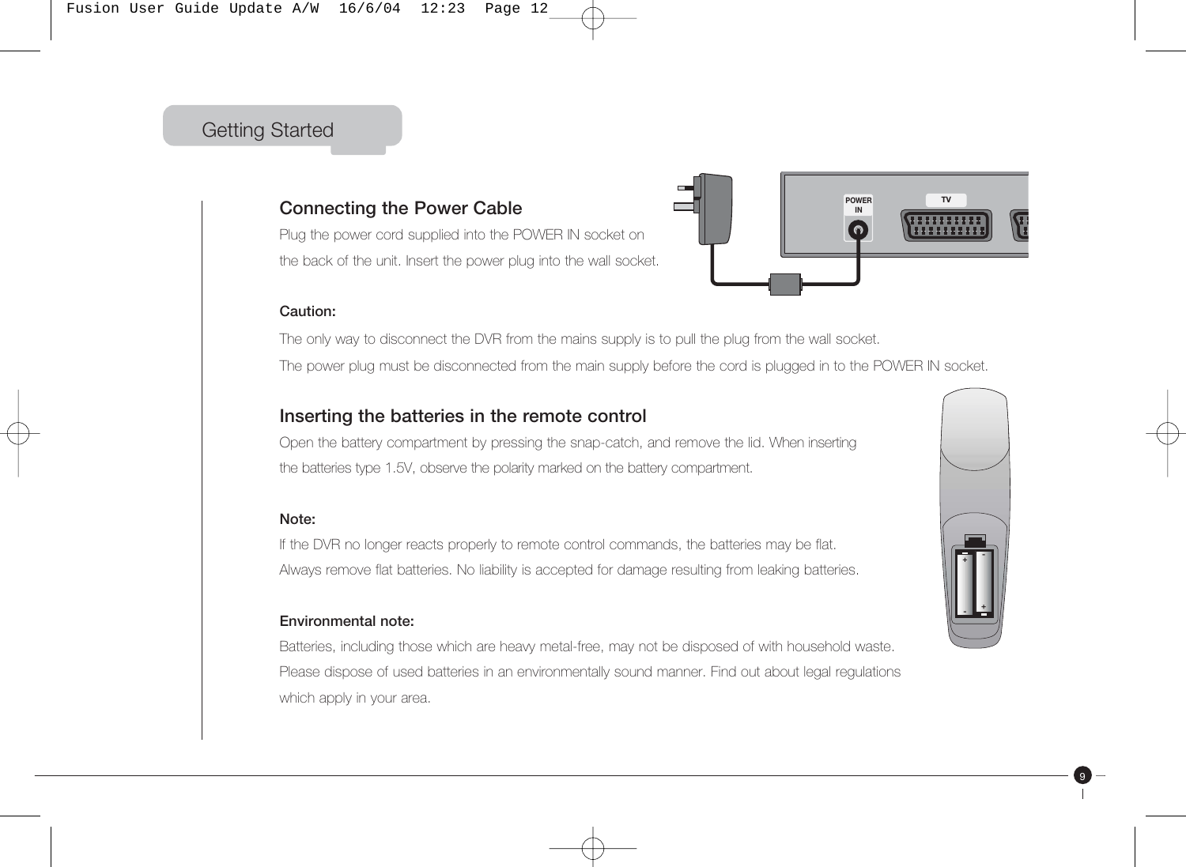## Getting Started

### Connecting the Power Cable

Plug the power cord supplied into the POWER IN socket on the back of the unit. Insert the power plug into the wall socket.

**Caution:**

The only way to disconnect the DVR from the mains supply is to pull the plug from the wall socket.

The power plug must be disconnected from the main supply before the cord is plugged in to the POWER IN socket.

### Inserting the batteries in the remote control

Open the battery compartment by pressing the snap-catch, and remove the lid. When inserting the batteries type 1.5V, observe the polarity marked on the battery compartment.

**Note:**

If the DVR no longer reacts properly to remote control commands, the batteries may be flat.
Always remove flat batteries. No liability is accepted for damage resulting from leaking batteries.

**Environmental note:**

Batteries, including those which are heavy metal-free, may not be disposed of with household waste.
Please dispose of used batteries in an environmentally sound manner. Find out about legal regulations which apply in your area.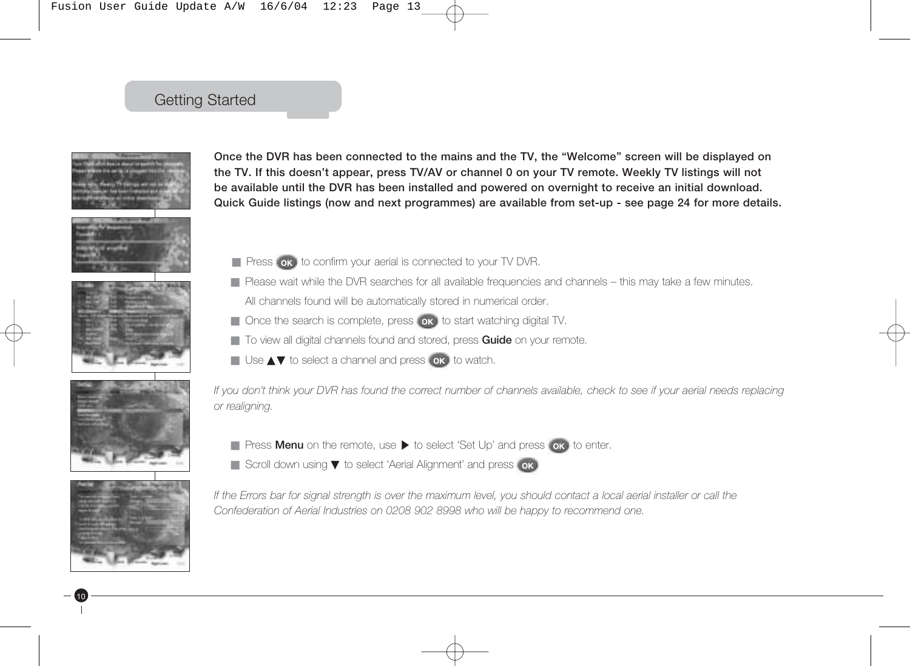## Getting Started

**Once the DVR has been connected to the mains and the TV, the "Welcome" screen will be displayed on the TV. If this doesn't appear, press TV/AV or channel 0 on your TV remote. Weekly TV listings will not be available until the DVR has been installed and powered on overnight to receive an initial download. Quick Guide listings (now and next programmes) are available from set-up - see page 24 for more details.**

- Press OK to confirm your aerial is connected to your TV DVR.
- Please wait while the DVR searches for all available frequencies and channels – this may take a few minutes. All channels found will be automatically stored in numerical order.
- Once the search is complete, press OK to start watching digital TV.
- To view all digital channels found and stored, press **Guide** on your remote.
- Use ▲▼ to select a channel and press OK to watch.

*If you don't think your DVR has found the correct number of channels available, check to see if your aerial needs replacing or realigning.*

- Press **Menu** on the remote, use ▶ to select 'Set Up' and press OK to enter.
- Scroll down using ▼ to select 'Aerial Alignment' and press OK

*If the Errors bar for signal strength is over the maximum level, you should contact a local aerial installer or call the Confederation of Aerial Industries on 0208 902 8998 who will be happy to recommend one.*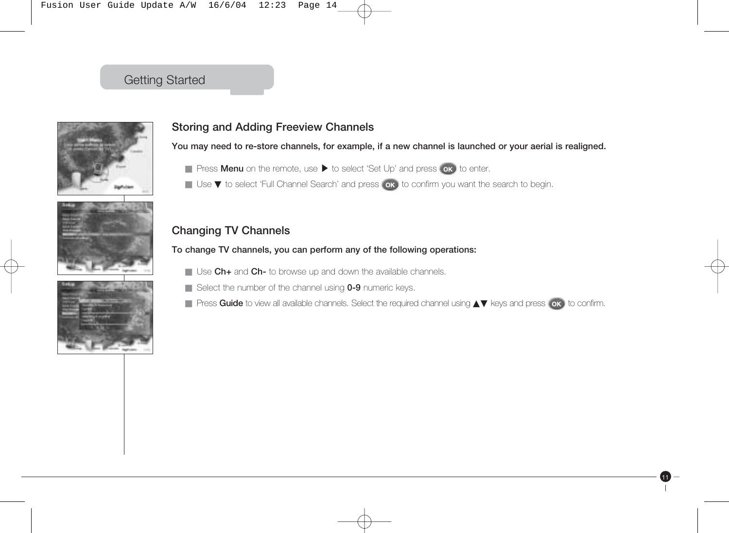## Getting Started

### Storing and Adding Freeview Channels

**You may need to re-store channels, for example, if a new channel is launched or your aerial is realigned.**

- Press **Menu** on the remote, use ▶ to select 'Set Up' and press OK to enter.
- Use ▼ to select 'Full Channel Search' and press OK to confirm you want the search to begin.

### Changing TV Channels

**To change TV channels, you can perform any of the following operations:**

- Use **Ch+** and **Ch-** to browse up and down the available channels.
- Select the number of the channel using **0-9** numeric keys.
- Press **Guide** to view all available channels. Select the required channel using ▲▼ keys and press OK to confirm.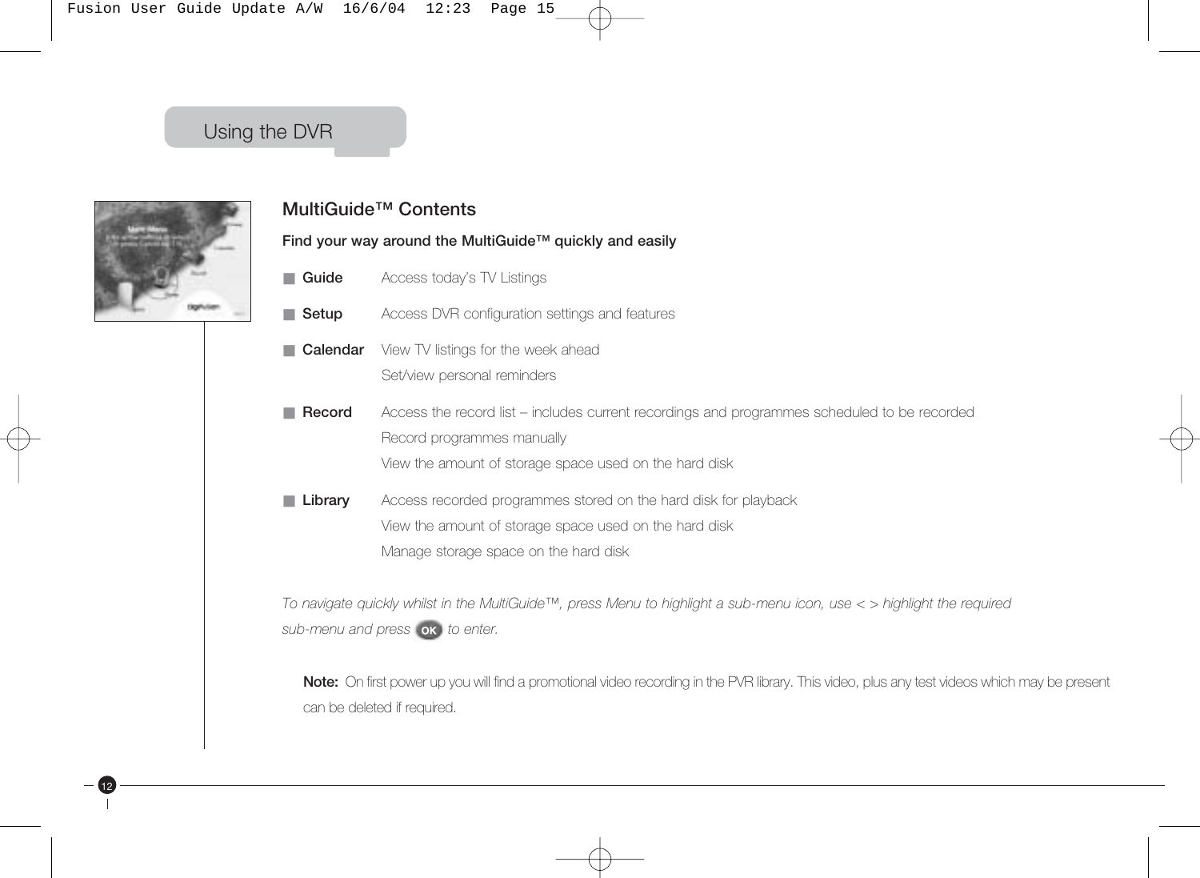# Using the DVR

## MultiGuide™ Contents

**Find your way around the MultiGuide™ quickly and easily**

- **Guide** Access today's TV Listings
- **Setup** Access DVR configuration settings and features
- **Calendar** View TV listings for the week ahead
  Set/view personal reminders
- **Record** Access the record list – includes current recordings and programmes scheduled to be recorded
  Record programmes manually
  View the amount of storage space used on the hard disk
- **Library** Access recorded programmes stored on the hard disk for playback
  View the amount of storage space used on the hard disk
  Manage storage space on the hard disk

*To navigate quickly whilst in the MultiGuide™, press Menu to highlight a sub-menu icon, use < > highlight the required sub-menu and press* OK *to enter.*

**Note:** On first power up you will find a promotional video recording in the PVR library. This video, plus any test videos which may be present can be deleted if required.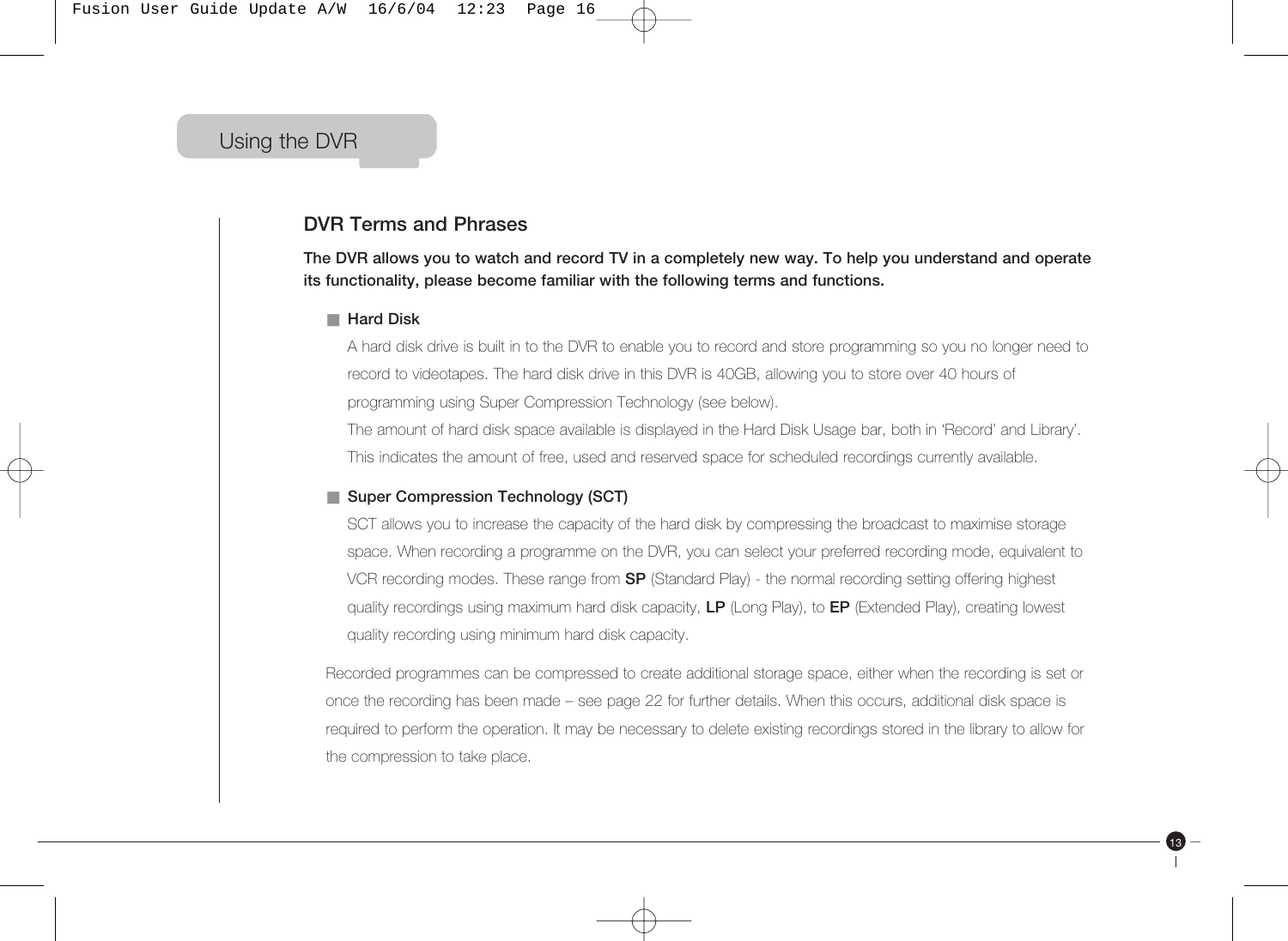# Using the DVR

## DVR Terms and Phrases

**The DVR allows you to watch and record TV in a completely new way. To help you understand and operate its functionality, please become familiar with the following terms and functions.**

- **Hard Disk**

  A hard disk drive is built in to the DVR to enable you to record and store programming so you no longer need to record to videotapes. The hard disk drive in this DVR is 40GB, allowing you to store over 40 hours of programming using Super Compression Technology (see below).

  The amount of hard disk space available is displayed in the Hard Disk Usage bar, both in 'Record' and Library'. This indicates the amount of free, used and reserved space for scheduled recordings currently available.

- **Super Compression Technology (SCT)**

  SCT allows you to increase the capacity of the hard disk by compressing the broadcast to maximise storage space. When recording a programme on the DVR, you can select your preferred recording mode, equivalent to VCR recording modes. These range from **SP** (Standard Play) - the normal recording setting offering highest quality recordings using maximum hard disk capacity, **LP** (Long Play), to **EP** (Extended Play), creating lowest quality recording using minimum hard disk capacity.

Recorded programmes can be compressed to create additional storage space, either when the recording is set or once the recording has been made – see page 22 for further details. When this occurs, additional disk space is required to perform the operation. It may be necessary to delete existing recordings stored in the library to allow for the compression to take place.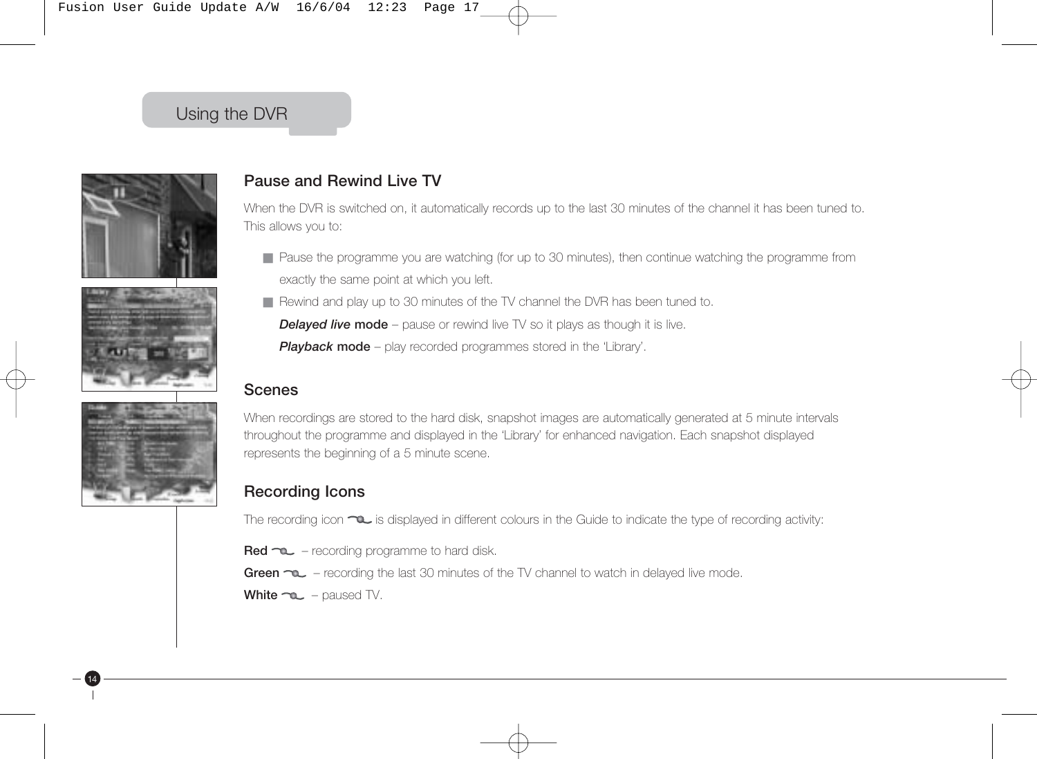## Using the DVR

### Pause and Rewind Live TV

When the DVR is switched on, it automatically records up to the last 30 minutes of the channel it has been tuned to. This allows you to:

- Pause the programme you are watching (for up to 30 minutes), then continue watching the programme from exactly the same point at which you left.
- Rewind and play up to 30 minutes of the TV channel the DVR has been tuned to.

***Delayed live* mode** – pause or rewind live TV so it plays as though it is live.

***Playback* mode** – play recorded programmes stored in the 'Library'.

### Scenes

When recordings are stored to the hard disk, snapshot images are automatically generated at 5 minute intervals throughout the programme and displayed in the 'Library' for enhanced navigation. Each snapshot displayed represents the beginning of a 5 minute scene.

### Recording Icons

The recording icon is displayed in different colours in the Guide to indicate the type of recording activity:

**Red** – recording programme to hard disk.

**Green** – recording the last 30 minutes of the TV channel to watch in delayed live mode.

**White** – paused TV.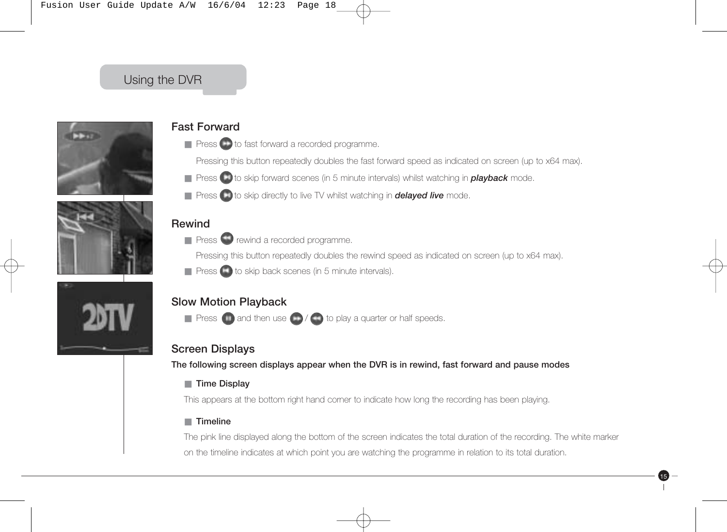## Using the DVR

### Fast Forward

- Press [FF] to fast forward a recorded programme.

  Pressing this button repeatedly doubles the fast forward speed as indicated on screen (up to x64 max).

- Press [skip] to skip forward scenes (in 5 minute intervals) whilst watching in ***playback*** mode.
- Press [skip] to skip directly to live TV whilst watching in ***delayed live*** mode.

### Rewind

- Press [REW] rewind a recorded programme.

  Pressing this button repeatedly doubles the rewind speed as indicated on screen (up to x64 max).

- Press [skip back] to skip back scenes (in 5 minute intervals).

### Slow Motion Playback

- Press [pause] and then use [FF] / [REW] to play a quarter or half speeds.

### Screen Displays

**The following screen displays appear when the DVR is in rewind, fast forward and pause modes**

- **Time Display**

This appears at the bottom right hand corner to indicate how long the recording has been playing.

- **Timeline**

The pink line displayed along the bottom of the screen indicates the total duration of the recording. The white marker on the timeline indicates at which point you are watching the programme in relation to its total duration.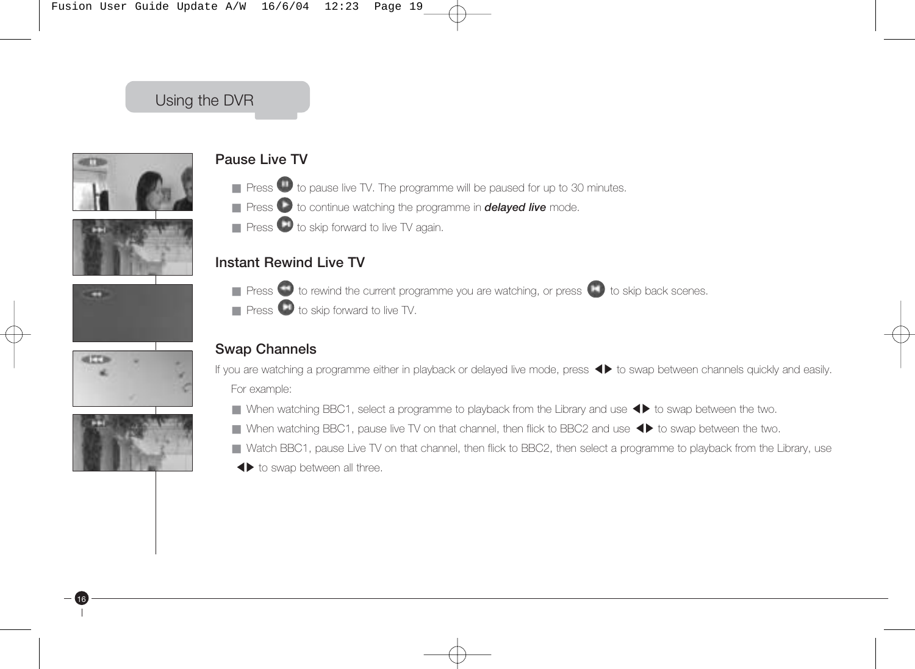# Using the DVR

## Pause Live TV

- Press ⏸ to pause live TV. The programme will be paused for up to 30 minutes.
- Press ▶ to continue watching the programme in ***delayed live*** mode.
- Press ⏭ to skip forward to live TV again.

## Instant Rewind Live TV

- Press ⏪ to rewind the current programme you are watching, or press ⏮ to skip back scenes.
- Press ⏭ to skip forward to live TV.

## Swap Channels

If you are watching a programme either in playback or delayed live mode, press ◀▶ to swap between channels quickly and easily.

For example:

- When watching BBC1, select a programme to playback from the Library and use ◀▶ to swap between the two.
- When watching BBC1, pause live TV on that channel, then flick to BBC2 and use ◀▶ to swap between the two.
- Watch BBC1, pause Live TV on that channel, then flick to BBC2, then select a programme to playback from the Library, use ◀▶ to swap between all three.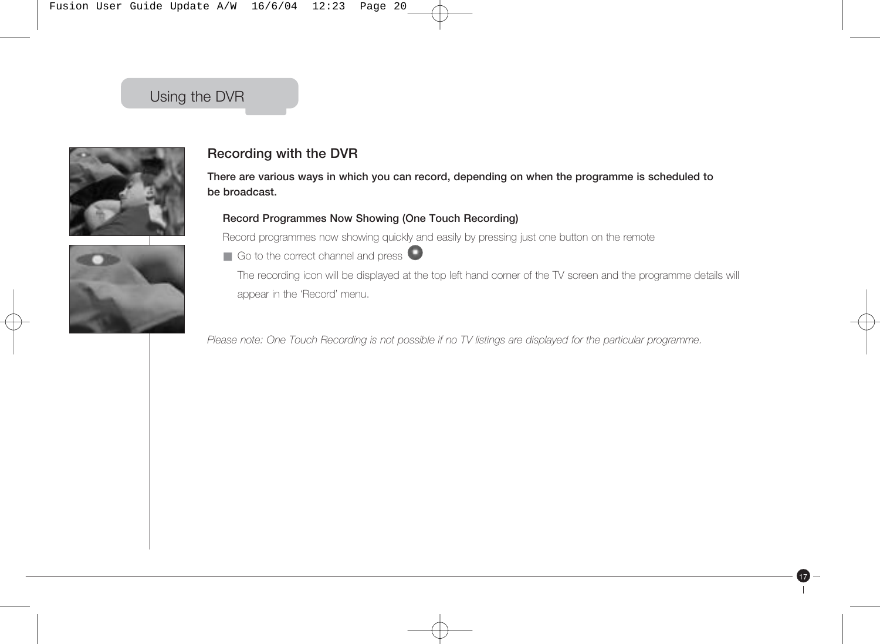# Using the DVR

## Recording with the DVR

**There are various ways in which you can record, depending on when the programme is scheduled to be broadcast.**

### Record Programmes Now Showing (One Touch Recording)

Record programmes now showing quickly and easily by pressing just one button on the remote

- Go to the correct channel and press

  The recording icon will be displayed at the top left hand corner of the TV screen and the programme details will appear in the 'Record' menu.

*Please note: One Touch Recording is not possible if no TV listings are displayed for the particular programme.*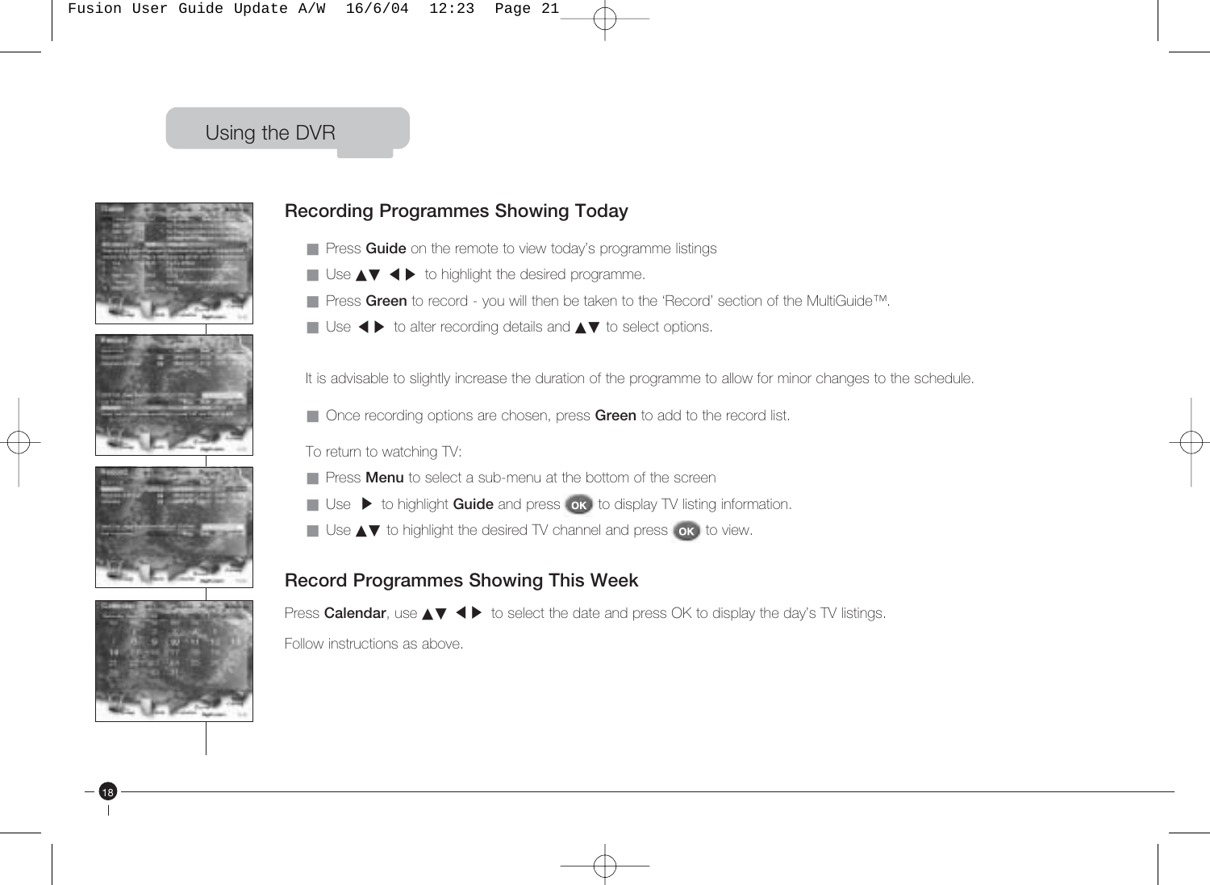# Using the DVR

## Recording Programmes Showing Today

- Press **Guide** on the remote to view today's programme listings
- Use ▲▼ ◀ ▶ to highlight the desired programme.
- Press **Green** to record - you will then be taken to the 'Record' section of the MultiGuide™.
- Use ◀ ▶ to alter recording details and ▲▼ to select options.

It is advisable to slightly increase the duration of the programme to allow for minor changes to the schedule.

- Once recording options are chosen, press **Green** to add to the record list.

To return to watching TV:

- Press **Menu** to select a sub-menu at the bottom of the screen
- Use ▶ to highlight **Guide** and press OK to display TV listing information.
- Use ▲▼ to highlight the desired TV channel and press OK to view.

## Record Programmes Showing This Week

Press **Calendar**, use ▲▼ ◀ ▶ to select the date and press OK to display the day's TV listings.

Follow instructions as above.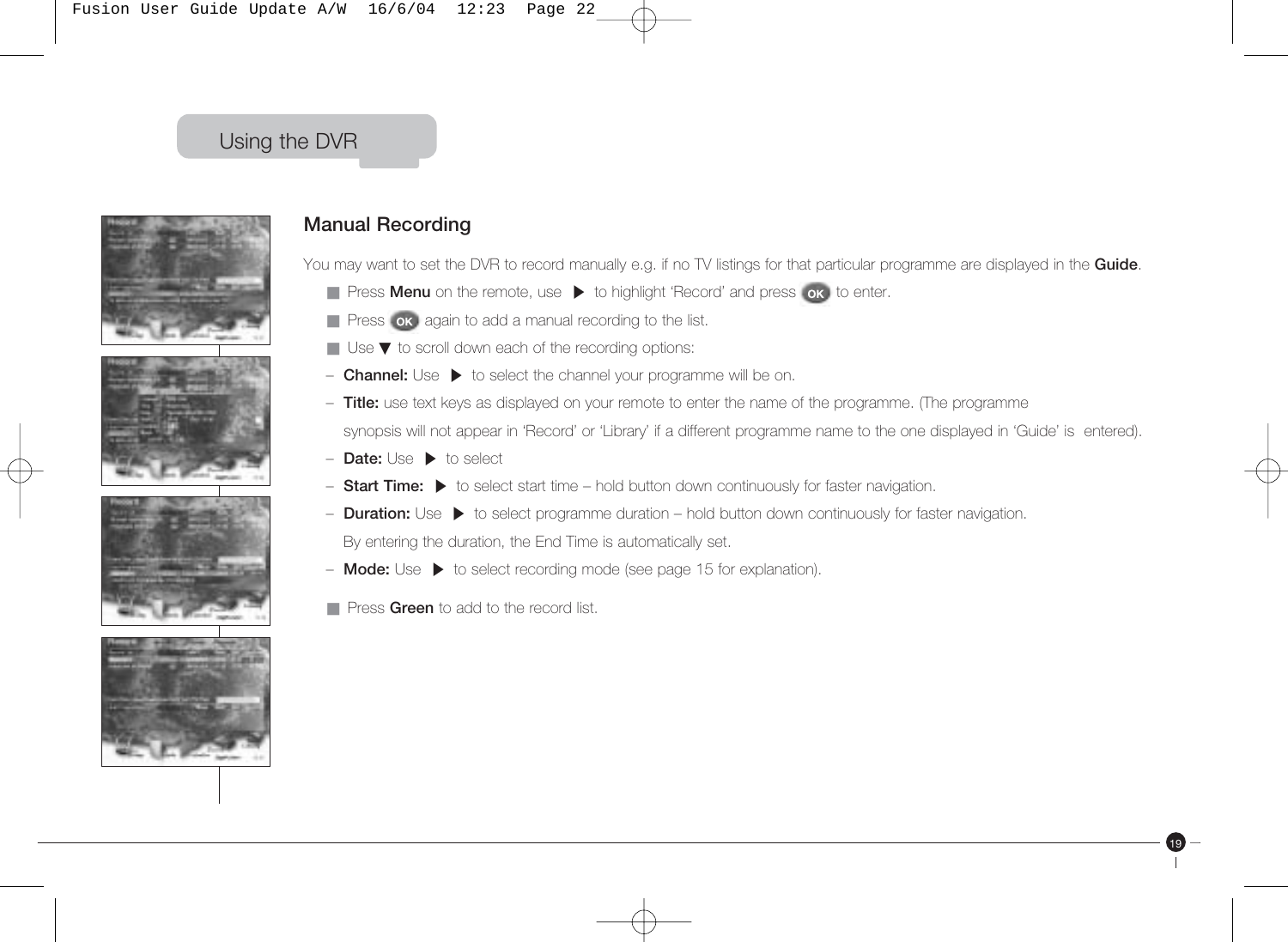## Using the DVR

### Manual Recording

You may want to set the DVR to record manually e.g. if no TV listings for that particular programme are displayed in the **Guide**.

- Press **Menu** on the remote, use ▶ to highlight 'Record' and press OK to enter.
- Press OK again to add a manual recording to the list.
- Use ▼ to scroll down each of the recording options:
  - **Channel:** Use ▶ to select the channel your programme will be on.
  - **Title:** use text keys as displayed on your remote to enter the name of the programme. (The programme synopsis will not appear in 'Record' or 'Library' if a different programme name to the one displayed in 'Guide' is entered).
  - **Date:** Use ▶ to select
  - **Start Time:** ▶ to select start time – hold button down continuously for faster navigation.
  - **Duration:** Use ▶ to select programme duration – hold button down continuously for faster navigation. By entering the duration, the End Time is automatically set.
  - **Mode:** Use ▶ to select recording mode (see page 15 for explanation).
- Press **Green** to add to the record list.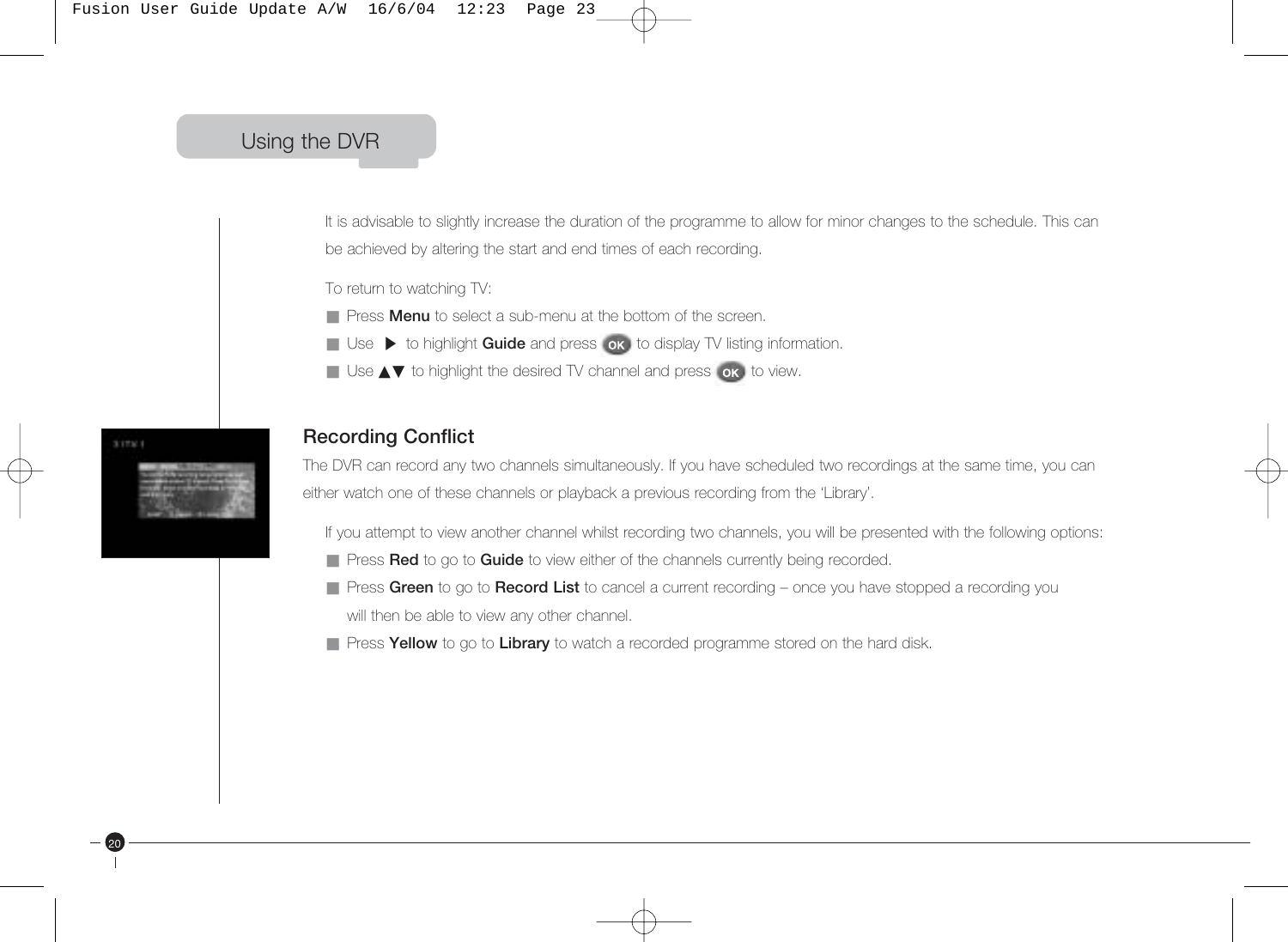## Using the DVR

It is advisable to slightly increase the duration of the programme to allow for minor changes to the schedule. This can be achieved by altering the start and end times of each recording.

To return to watching TV:

- Press **Menu** to select a sub-menu at the bottom of the screen.
- Use ▶ to highlight **Guide** and press OK to display TV listing information.
- Use ▲▼ to highlight the desired TV channel and press OK to view.

### Recording Conflict

The DVR can record any two channels simultaneously. If you have scheduled two recordings at the same time, you can either watch one of these channels or playback a previous recording from the 'Library'.

If you attempt to view another channel whilst recording two channels, you will be presented with the following options:

- Press **Red** to go to **Guide** to view either of the channels currently being recorded.
- Press **Green** to go to **Record List** to cancel a current recording – once you have stopped a recording you will then be able to view any other channel.
- Press **Yellow** to go to **Library** to watch a recorded programme stored on the hard disk.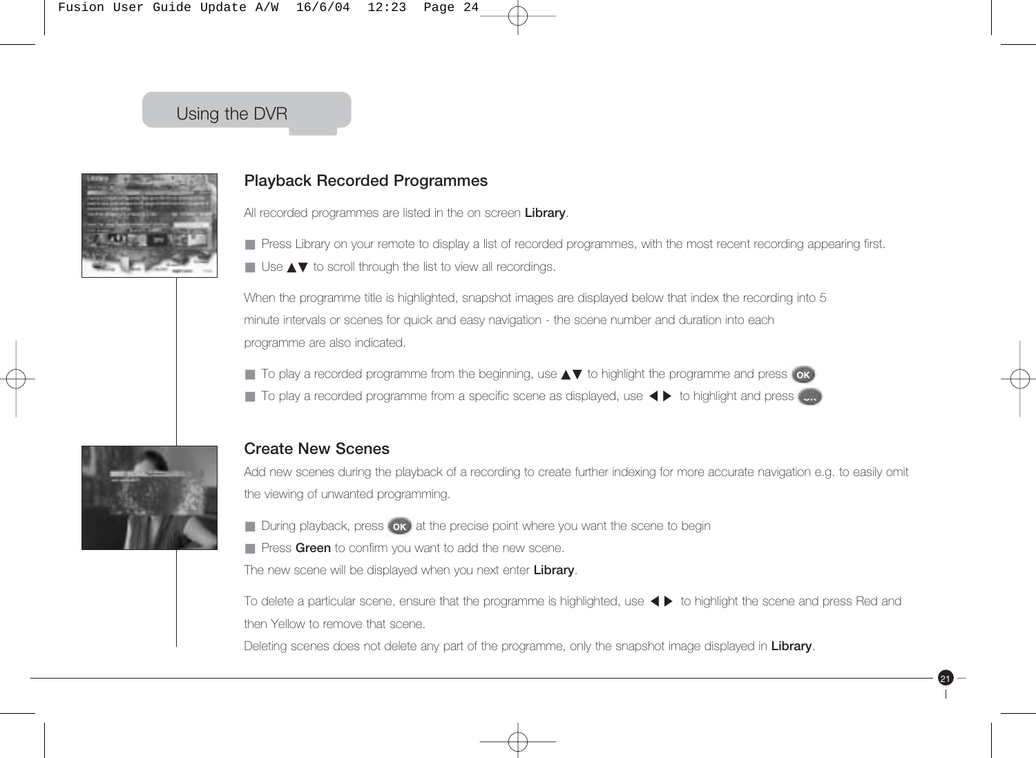## Using the DVR

### Playback Recorded Programmes

All recorded programmes are listed in the on screen **Library**.

- Press Library on your remote to display a list of recorded programmes, with the most recent recording appearing first.
- Use ▲▼ to scroll through the list to view all recordings.

When the programme title is highlighted, snapshot images are displayed below that index the recording into 5 minute intervals or scenes for quick and easy navigation - the scene number and duration into each programme are also indicated.

- To play a recorded programme from the beginning, use ▲▼ to highlight the programme and press OK
- To play a recorded programme from a specific scene as displayed, use ◀ ▶ to highlight and press OK

### Create New Scenes

Add new scenes during the playback of a recording to create further indexing for more accurate navigation e.g. to easily omit the viewing of unwanted programming.

- During playback, press OK at the precise point where you want the scene to begin
- Press **Green** to confirm you want to add the new scene.

The new scene will be displayed when you next enter **Library**.

To delete a particular scene, ensure that the programme is highlighted, use ◀ ▶ to highlight the scene and press Red and then Yellow to remove that scene.

Deleting scenes does not delete any part of the programme, only the snapshot image displayed in **Library**.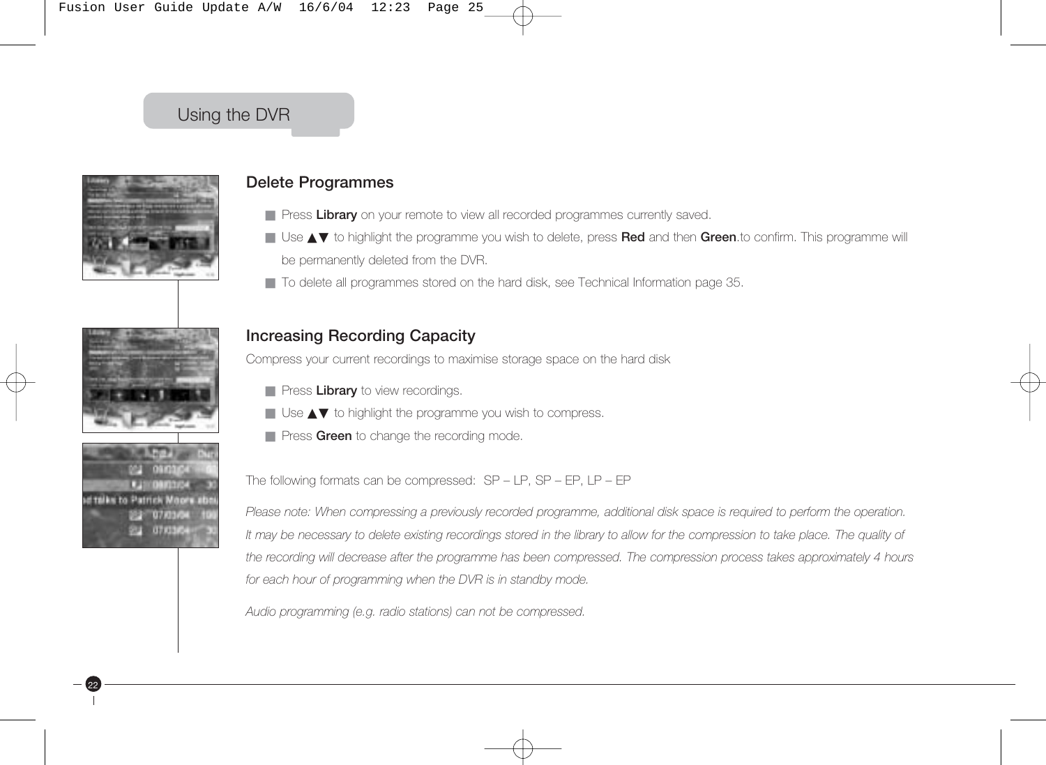# Using the DVR

## Delete Programmes

- Press **Library** on your remote to view all recorded programmes currently saved.
- Use ▲▼ to highlight the programme you wish to delete, press **Red** and then **Green**.to confirm. This programme will be permanently deleted from the DVR.
- To delete all programmes stored on the hard disk, see Technical Information page 35.

## Increasing Recording Capacity

Compress your current recordings to maximise storage space on the hard disk

- Press **Library** to view recordings.
- Use ▲▼ to highlight the programme you wish to compress.
- Press **Green** to change the recording mode.

The following formats can be compressed: SP – LP, SP – EP, LP – EP

*Please note: When compressing a previously recorded programme, additional disk space is required to perform the operation. It may be necessary to delete existing recordings stored in the library to allow for the compression to take place. The quality of the recording will decrease after the programme has been compressed. The compression process takes approximately 4 hours for each hour of programming when the DVR is in standby mode.*

*Audio programming (e.g. radio stations) can not be compressed.*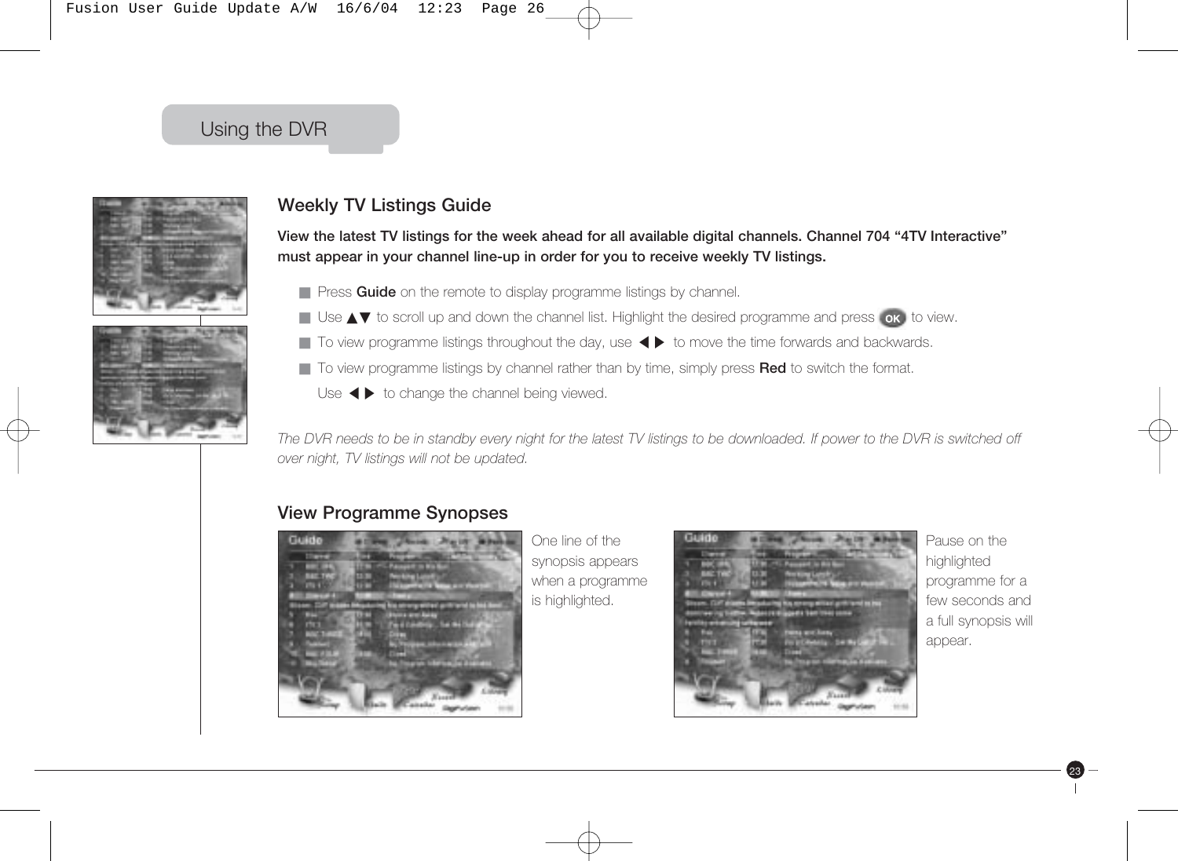## Using the DVR

### Weekly TV Listings Guide

**View the latest TV listings for the week ahead for all available digital channels. Channel 704 "4TV Interactive" must appear in your channel line-up in order for you to receive weekly TV listings.**

- Press **Guide** on the remote to display programme listings by channel.
- Use ▲▼ to scroll up and down the channel list. Highlight the desired programme and press OK to view.
- To view programme listings throughout the day, use ◀ ▶ to move the time forwards and backwards.
- To view programme listings by channel rather than by time, simply press **Red** to switch the format.

  Use ◀ ▶ to change the channel being viewed.

*The DVR needs to be in standby every night for the latest TV listings to be downloaded. If power to the DVR is switched off over night, TV listings will not be updated.*

### View Programme Synopses

One line of the synopsis appears when a programme is highlighted.

Pause on the highlighted programme for a few seconds and a full synopsis will appear.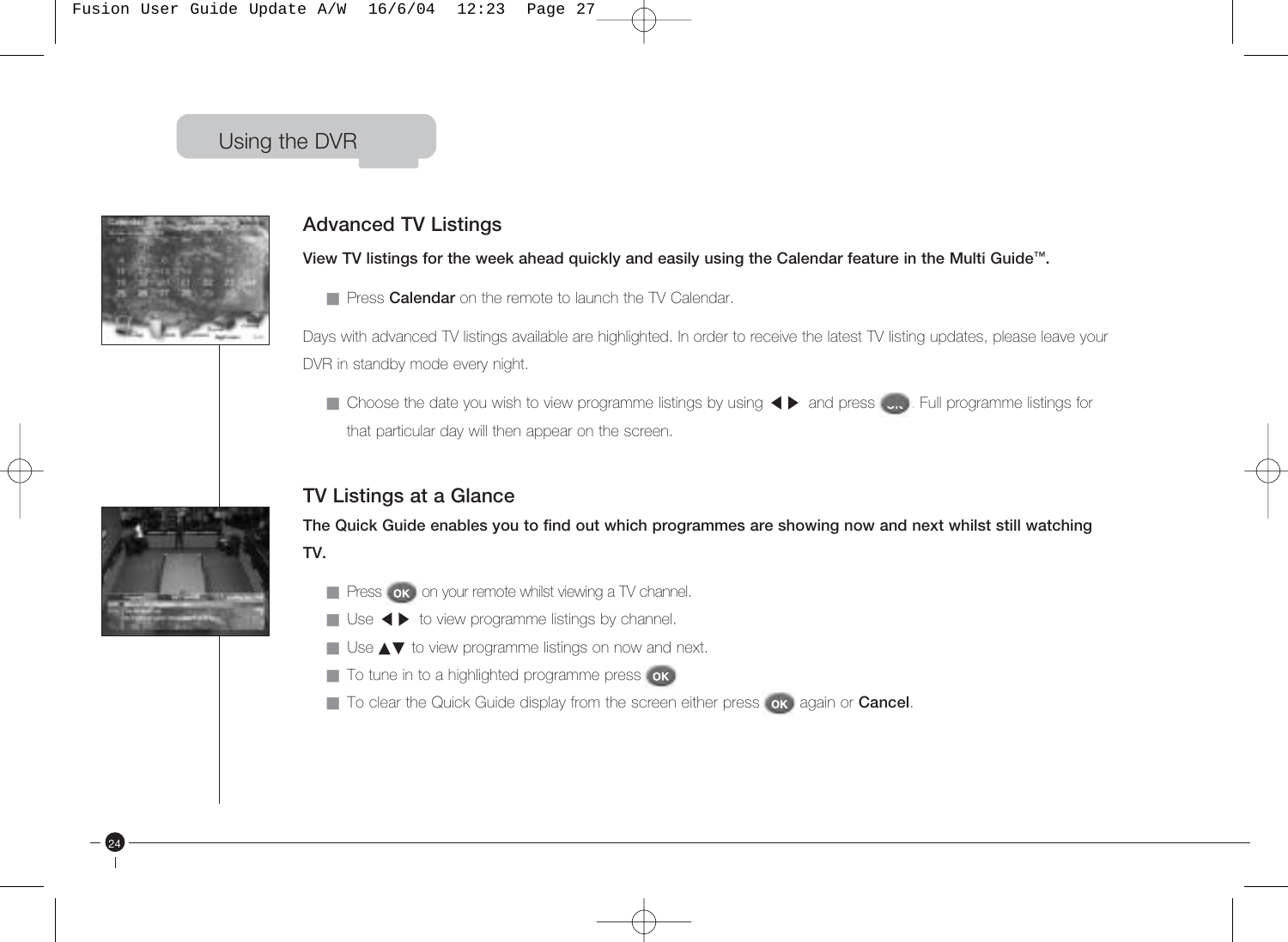## Using the DVR

### Advanced TV Listings

**View TV listings for the week ahead quickly and easily using the Calendar feature in the Multi Guide™.**

- Press **Calendar** on the remote to launch the TV Calendar.

Days with advanced TV listings available are highlighted. In order to receive the latest TV listing updates, please leave your DVR in standby mode every night.

- Choose the date you wish to view programme listings by using ◀ ▶ and press OK. Full programme listings for that particular day will then appear on the screen.

### TV Listings at a Glance

**The Quick Guide enables you to find out which programmes are showing now and next whilst still watching TV.**

- Press OK on your remote whilst viewing a TV channel.
- Use ◀ ▶ to view programme listings by channel.
- Use ▲▼ to view programme listings on now and next.
- To tune in to a highlighted programme press OK
- To clear the Quick Guide display from the screen either press OK again or **Cancel**.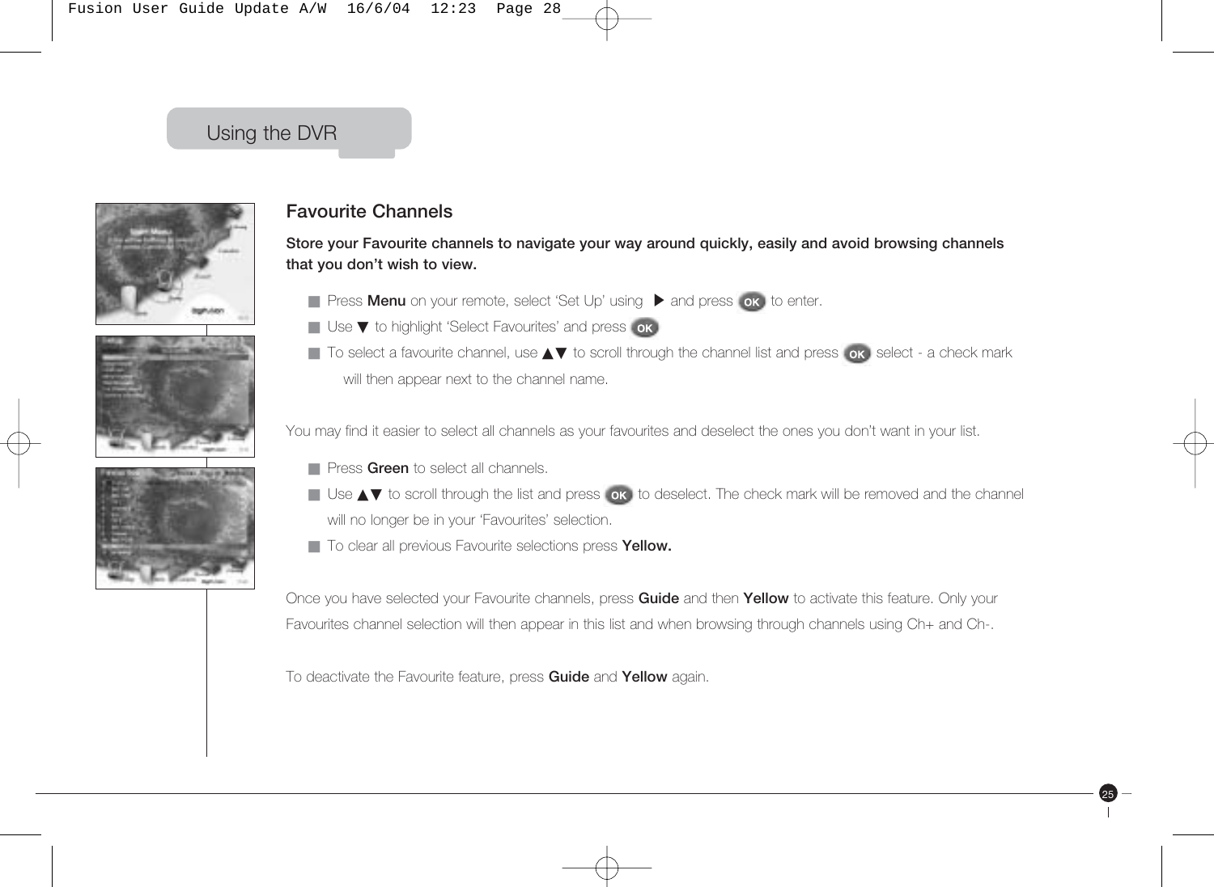## Using the DVR

### Favourite Channels

**Store your Favourite channels to navigate your way around quickly, easily and avoid browsing channels that you don't wish to view.**

- Press **Menu** on your remote, select 'Set Up' using ▶ and press OK to enter.
- Use ▼ to highlight 'Select Favourites' and press OK
- To select a favourite channel, use ▲▼ to scroll through the channel list and press OK select - a check mark will then appear next to the channel name.

You may find it easier to select all channels as your favourites and deselect the ones you don't want in your list.

- Press **Green** to select all channels.
- Use ▲▼ to scroll through the list and press OK to deselect. The check mark will be removed and the channel will no longer be in your 'Favourites' selection.
- To clear all previous Favourite selections press **Yellow.**

Once you have selected your Favourite channels, press **Guide** and then **Yellow** to activate this feature. Only your Favourites channel selection will then appear in this list and when browsing through channels using Ch+ and Ch-.

To deactivate the Favourite feature, press **Guide** and **Yellow** again.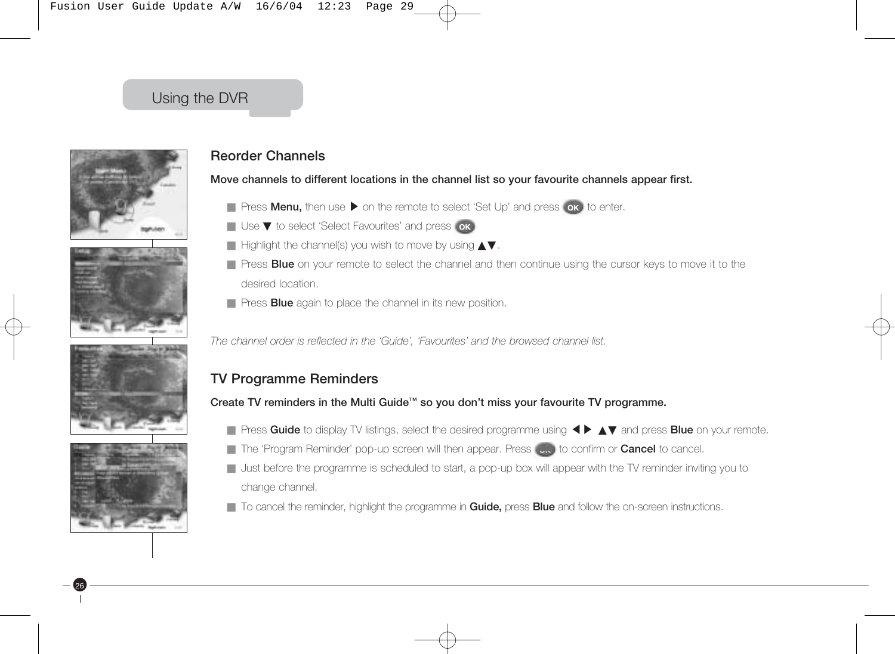## Using the DVR

### Reorder Channels

**Move channels to different locations in the channel list so your favourite channels appear first.**

- Press **Menu,** then use ▶ on the remote to select 'Set Up' and press OK to enter.
- Use ▼ to select 'Select Favourites' and press OK
- Highlight the channel(s) you wish to move by using ▲▼.
- Press **Blue** on your remote to select the channel and then continue using the cursor keys to move it to the desired location.
- Press **Blue** again to place the channel in its new position.

*The channel order is reflected in the 'Guide', 'Favourites' and the browsed channel list.*

### TV Programme Reminders

**Create TV reminders in the Multi Guide™ so you don't miss your favourite TV programme.**

- Press **Guide** to display TV listings, select the desired programme using ◀ ▶ ▲▼ and press **Blue** on your remote.
- The 'Program Reminder' pop-up screen will then appear. Press OK to confirm or **Cancel** to cancel.
- Just before the programme is scheduled to start, a pop-up box will appear with the TV reminder inviting you to change channel.
- To cancel the reminder, highlight the programme in **Guide,** press **Blue** and follow the on-screen instructions.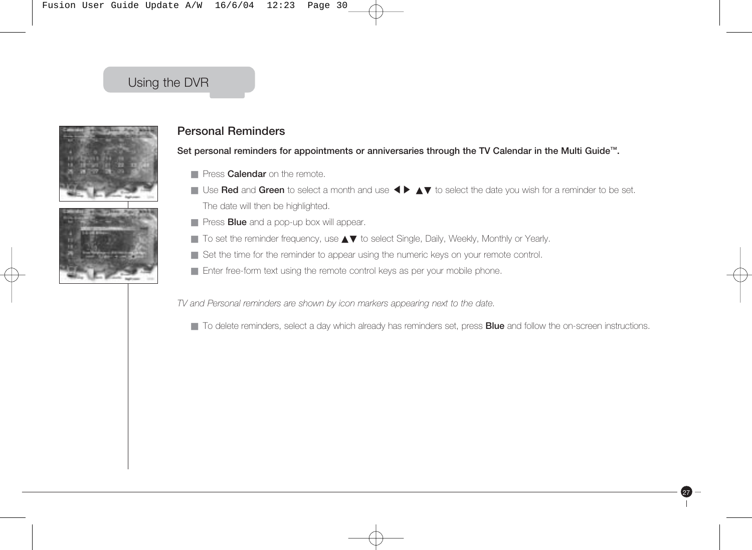Using the DVR

## Personal Reminders

**Set personal reminders for appointments or anniversaries through the TV Calendar in the Multi Guide™.**

- Press **Calendar** on the remote.
- Use **Red** and **Green** to select a month and use ◀ ▶ ▲▼ to select the date you wish for a reminder to be set. The date will then be highlighted.
- Press **Blue** and a pop-up box will appear.
- To set the reminder frequency, use ▲▼ to select Single, Daily, Weekly, Monthly or Yearly.
- Set the time for the reminder to appear using the numeric keys on your remote control.
- Enter free-form text using the remote control keys as per your mobile phone.

*TV and Personal reminders are shown by icon markers appearing next to the date.*

- To delete reminders, select a day which already has reminders set, press **Blue** and follow the on-screen instructions.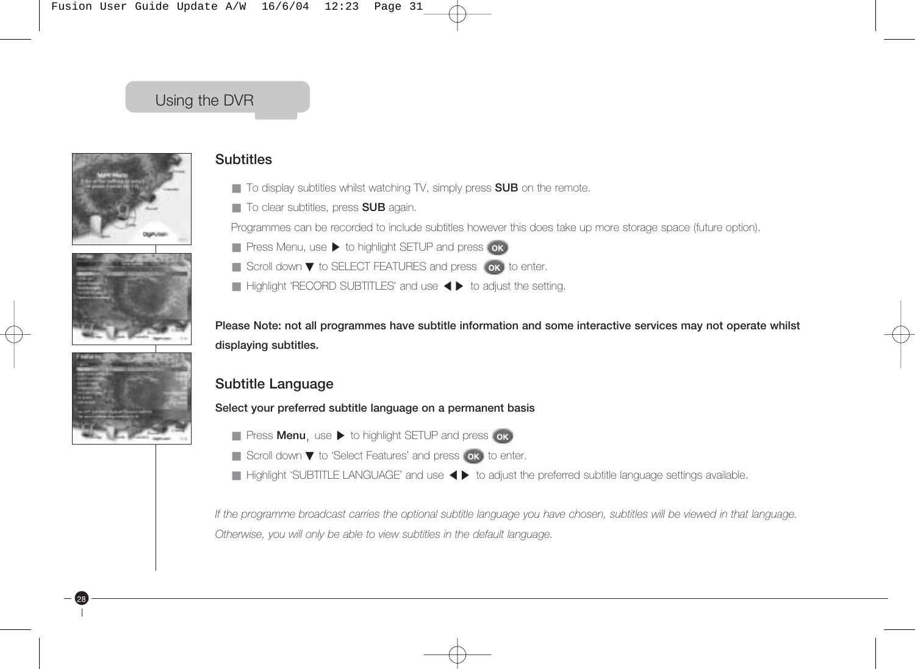## Using the DVR

### Subtitles

- To display subtitles whilst watching TV, simply press **SUB** on the remote.
- To clear subtitles, press **SUB** again.

Programmes can be recorded to include subtitles however this does take up more storage space (future option).

- Press Menu, use ▶ to highlight SETUP and press OK
- Scroll down ▼ to SELECT FEATURES and press OK to enter.
- Highlight 'RECORD SUBTITLES' and use ◀ ▶ to adjust the setting.

**Please Note: not all programmes have subtitle information and some interactive services may not operate whilst displaying subtitles.**

### Subtitle Language

**Select your preferred subtitle language on a permanent basis**

- Press **Menu**, use ▶ to highlight SETUP and press OK
- Scroll down ▼ to 'Select Features' and press OK to enter.
- Highlight 'SUBTITLE LANGUAGE' and use ◀ ▶ to adjust the preferred subtitle language settings available.

*If the programme broadcast carries the optional subtitle language you have chosen, subtitles will be viewed in that language. Otherwise, you will only be able to view subtitles in the default language.*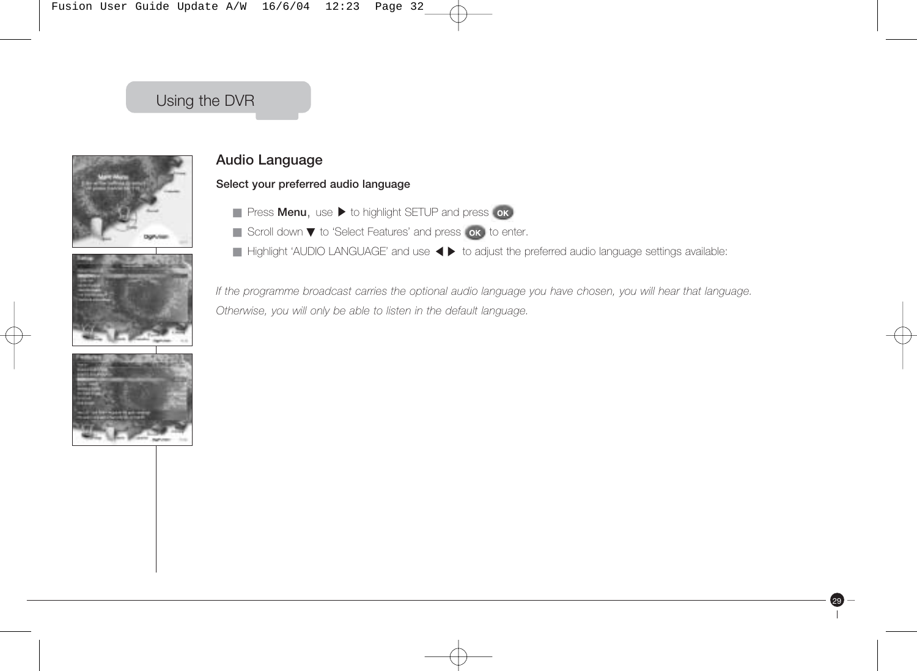## Using the DVR

### Audio Language

**Select your preferred audio language**

- Press **Menu**, use ▶ to highlight SETUP and press OK
- Scroll down ▼ to 'Select Features' and press OK to enter.
- Highlight 'AUDIO LANGUAGE' and use ◀ ▶ to adjust the preferred audio language settings available:

*If the programme broadcast carries the optional audio language you have chosen, you will hear that language. Otherwise, you will only be able to listen in the default language.*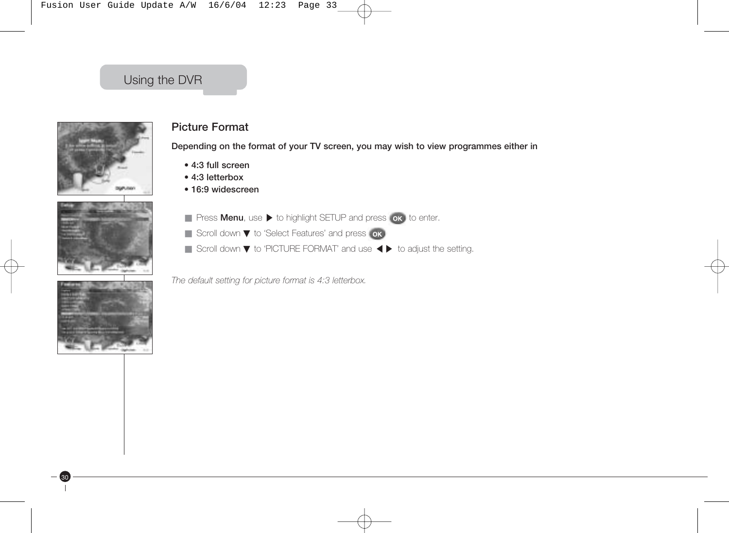## Using the DVR

### Picture Format

**Depending on the format of your TV screen, you may wish to view programmes either in**

- **4:3 full screen**
- **4:3 letterbox**
- **16:9 widescreen**

- Press **Menu**, use ▶ to highlight SETUP and press OK to enter.
- Scroll down ▼ to 'Select Features' and press OK
- Scroll down ▼ to 'PICTURE FORMAT' and use ◀ ▶ to adjust the setting.

*The default setting for picture format is 4:3 letterbox.*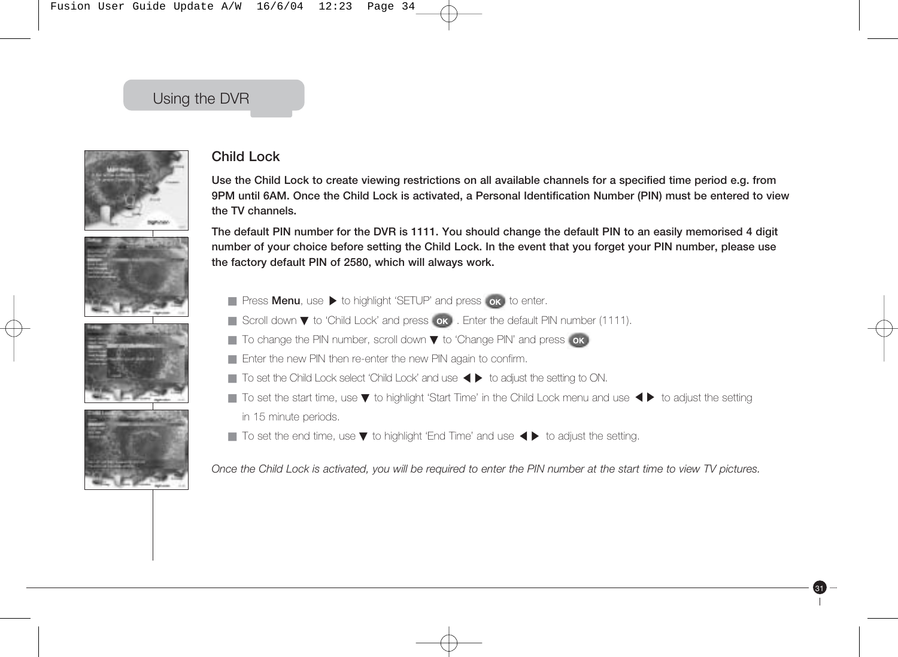Using the DVR

## Child Lock

**Use the Child Lock to create viewing restrictions on all available channels for a specified time period e.g. from 9PM until 6AM. Once the Child Lock is activated, a Personal Identification Number (PIN) must be entered to view the TV channels.**

**The default PIN number for the DVR is 1111. You should change the default PIN to an easily memorised 4 digit number of your choice before setting the Child Lock. In the event that you forget your PIN number, please use the factory default PIN of 2580, which will always work.**

- Press **Menu**, use ▶ to highlight 'SETUP' and press OK to enter.
- Scroll down ▼ to 'Child Lock' and press OK . Enter the default PIN number (1111).
- To change the PIN number, scroll down ▼ to 'Change PIN' and press OK
- Enter the new PIN then re-enter the new PIN again to confirm.
- To set the Child Lock select 'Child Lock' and use ◀ ▶ to adjust the setting to ON.
- To set the start time, use ▼ to highlight 'Start Time' in the Child Lock menu and use ◀ ▶ to adjust the setting in 15 minute periods.
- To set the end time, use ▼ to highlight 'End Time' and use ◀ ▶ to adjust the setting.

*Once the Child Lock is activated, you will be required to enter the PIN number at the start time to view TV pictures.*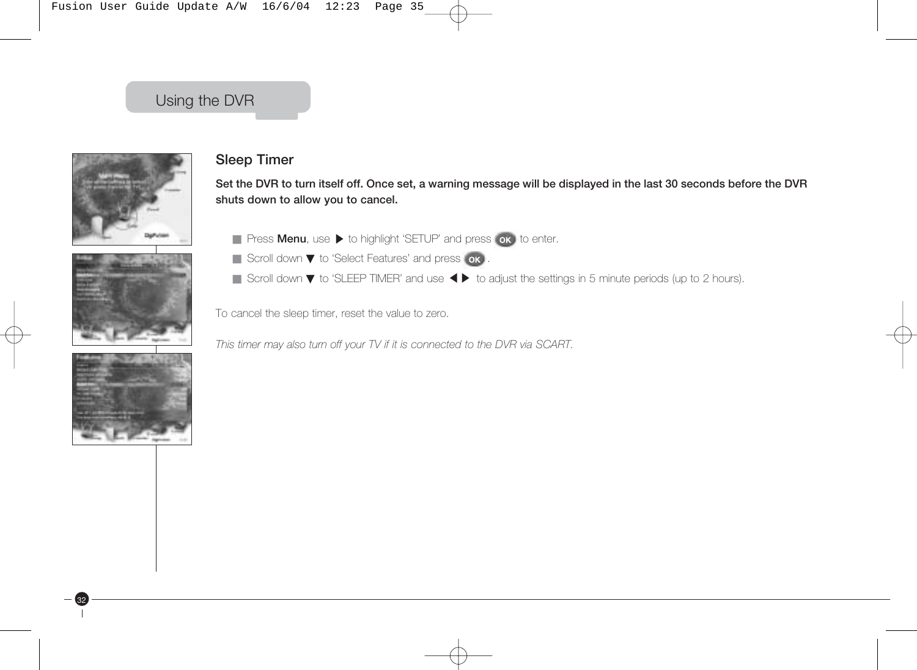## Using the DVR

### Sleep Timer

**Set the DVR to turn itself off. Once set, a warning message will be displayed in the last 30 seconds before the DVR shuts down to allow you to cancel.**

- Press **Menu**, use ▶ to highlight 'SETUP' and press OK to enter.
- Scroll down ▼ to 'Select Features' and press OK .
- Scroll down ▼ to 'SLEEP TIMER' and use ◀ ▶ to adjust the settings in 5 minute periods (up to 2 hours).

To cancel the sleep timer, reset the value to zero.

*This timer may also turn off your TV if it is connected to the DVR via SCART.*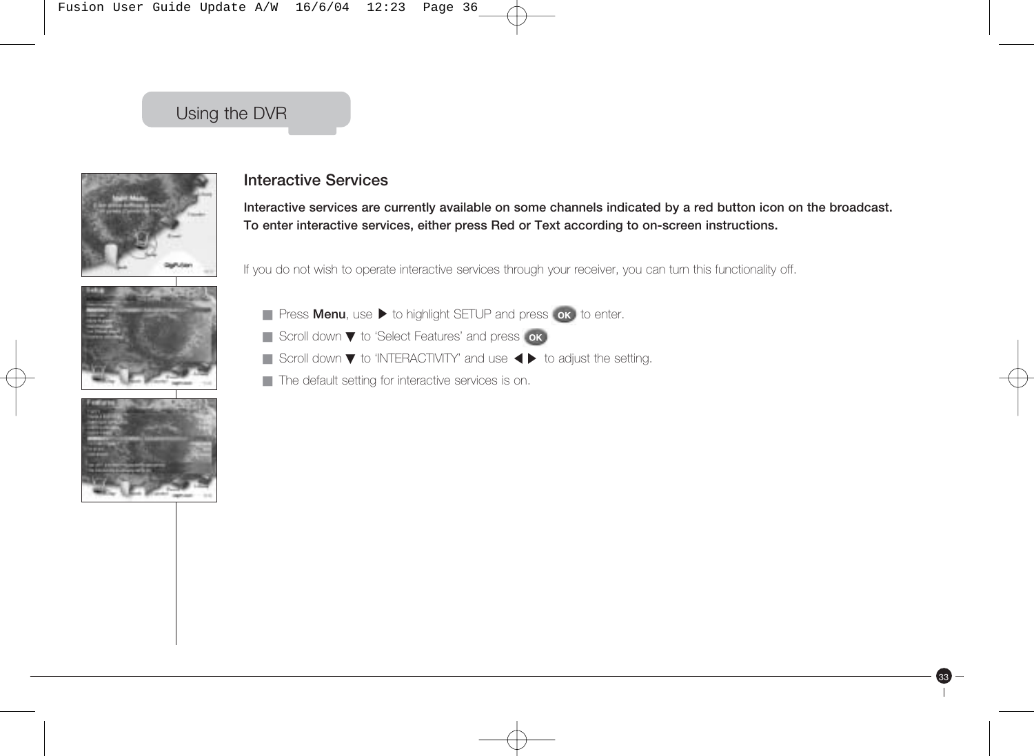Using the DVR

## Interactive Services

**Interactive services are currently available on some channels indicated by a red button icon on the broadcast. To enter interactive services, either press Red or Text according to on-screen instructions.**

If you do not wish to operate interactive services through your receiver, you can turn this functionality off.

- Press **Menu**, use ▶ to highlight SETUP and press OK to enter.
- Scroll down ▼ to 'Select Features' and press OK
- Scroll down ▼ to 'INTERACTIVITY' and use ◀ ▶ to adjust the setting.
- The default setting for interactive services is on.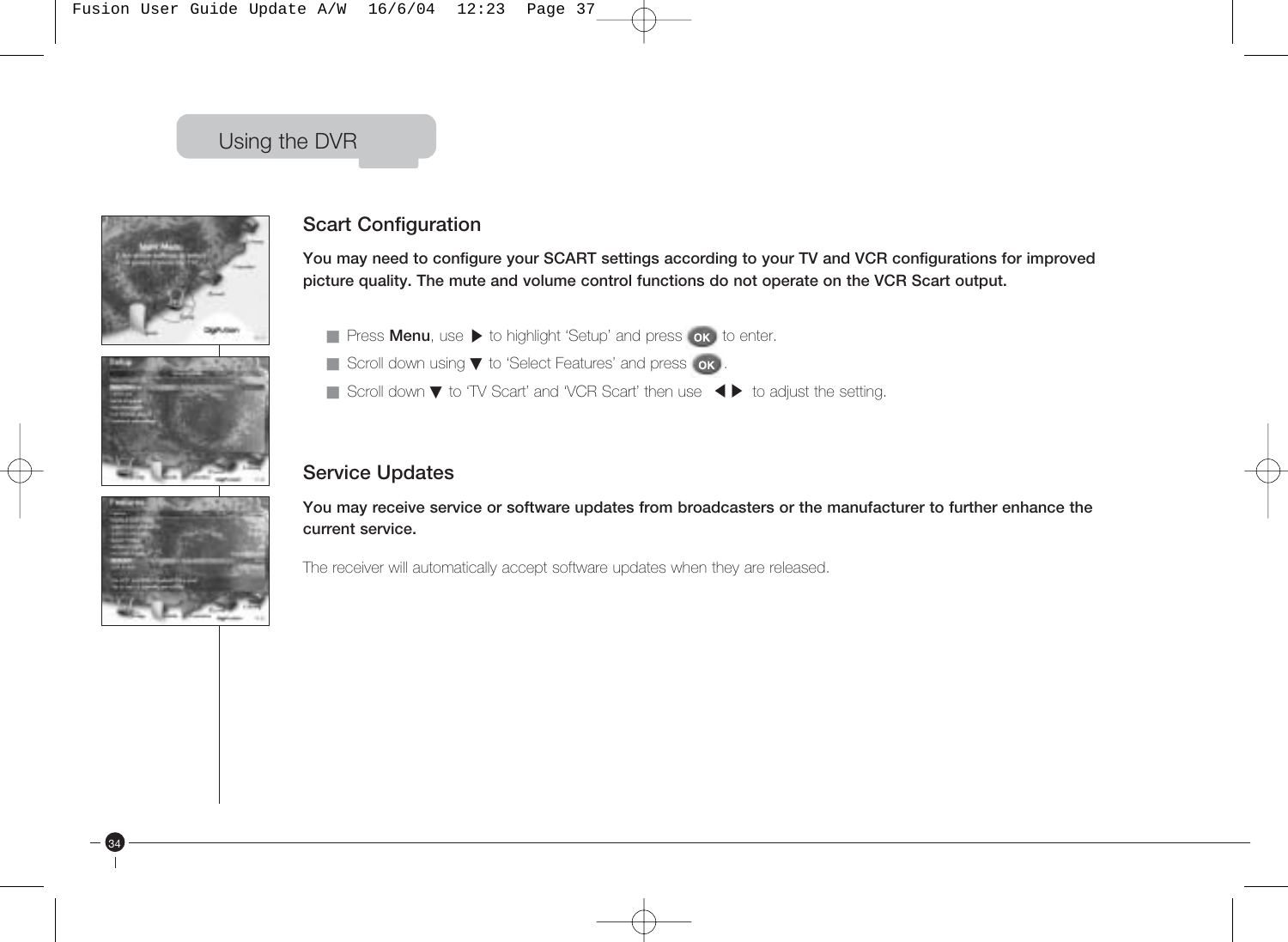## Using the DVR

### Scart Configuration

**You may need to configure your SCART settings according to your TV and VCR configurations for improved picture quality. The mute and volume control functions do not operate on the VCR Scart output.**

- Press **Menu**, use ▶ to highlight 'Setup' and press OK to enter.
- Scroll down using ▼ to 'Select Features' and press OK.
- Scroll down ▼ to 'TV Scart' and 'VCR Scart' then use ◀ ▶ to adjust the setting.

### Service Updates

**You may receive service or software updates from broadcasters or the manufacturer to further enhance the current service.**

The receiver will automatically accept software updates when they are released.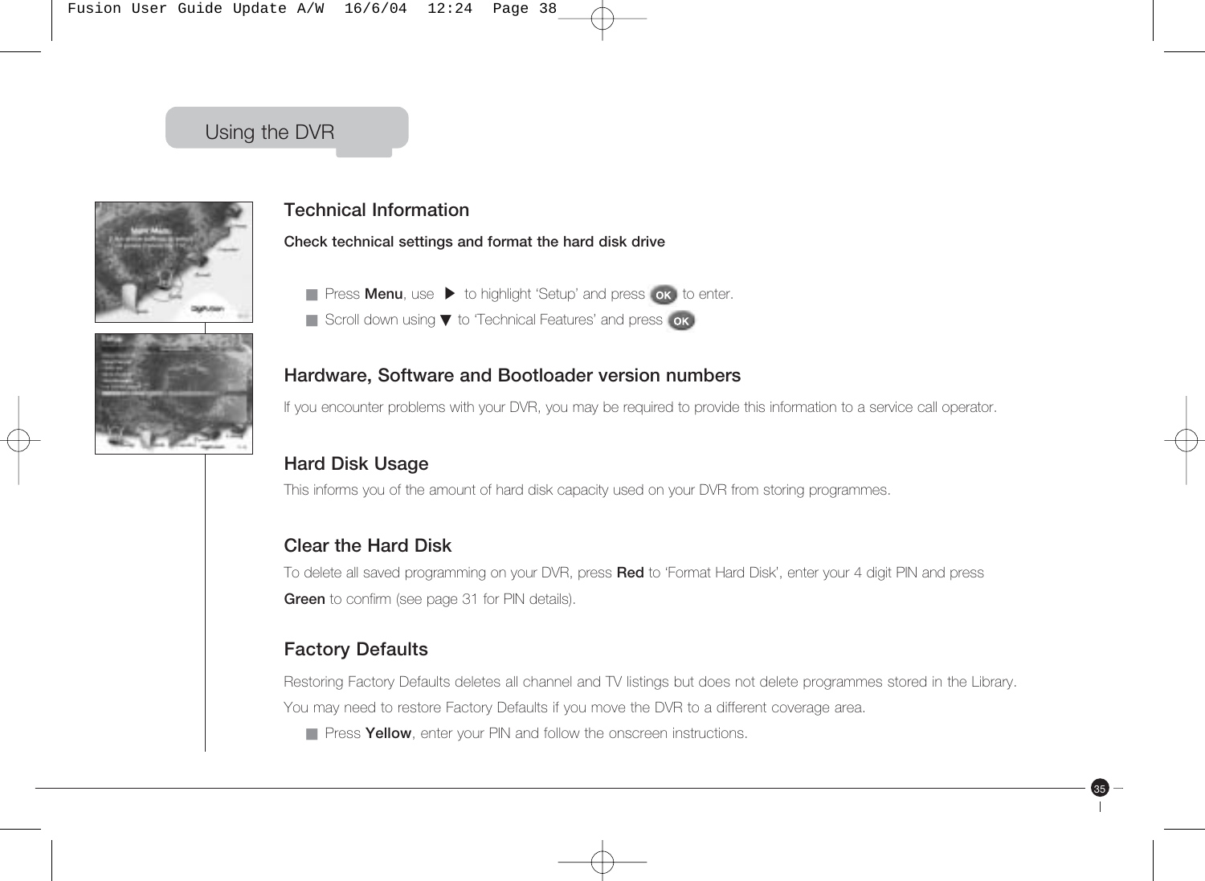## Using the DVR

### Technical Information

**Check technical settings and format the hard disk drive**

- Press **Menu**, use ▶ to highlight 'Setup' and press OK to enter.
- Scroll down using ▼ to 'Technical Features' and press OK

### Hardware, Software and Bootloader version numbers

If you encounter problems with your DVR, you may be required to provide this information to a service call operator.

### Hard Disk Usage

This informs you of the amount of hard disk capacity used on your DVR from storing programmes.

### Clear the Hard Disk

To delete all saved programming on your DVR, press **Red** to 'Format Hard Disk', enter your 4 digit PIN and press **Green** to confirm (see page 31 for PIN details).

### Factory Defaults

Restoring Factory Defaults deletes all channel and TV listings but does not delete programmes stored in the Library.

You may need to restore Factory Defaults if you move the DVR to a different coverage area.

- Press **Yellow**, enter your PIN and follow the onscreen instructions.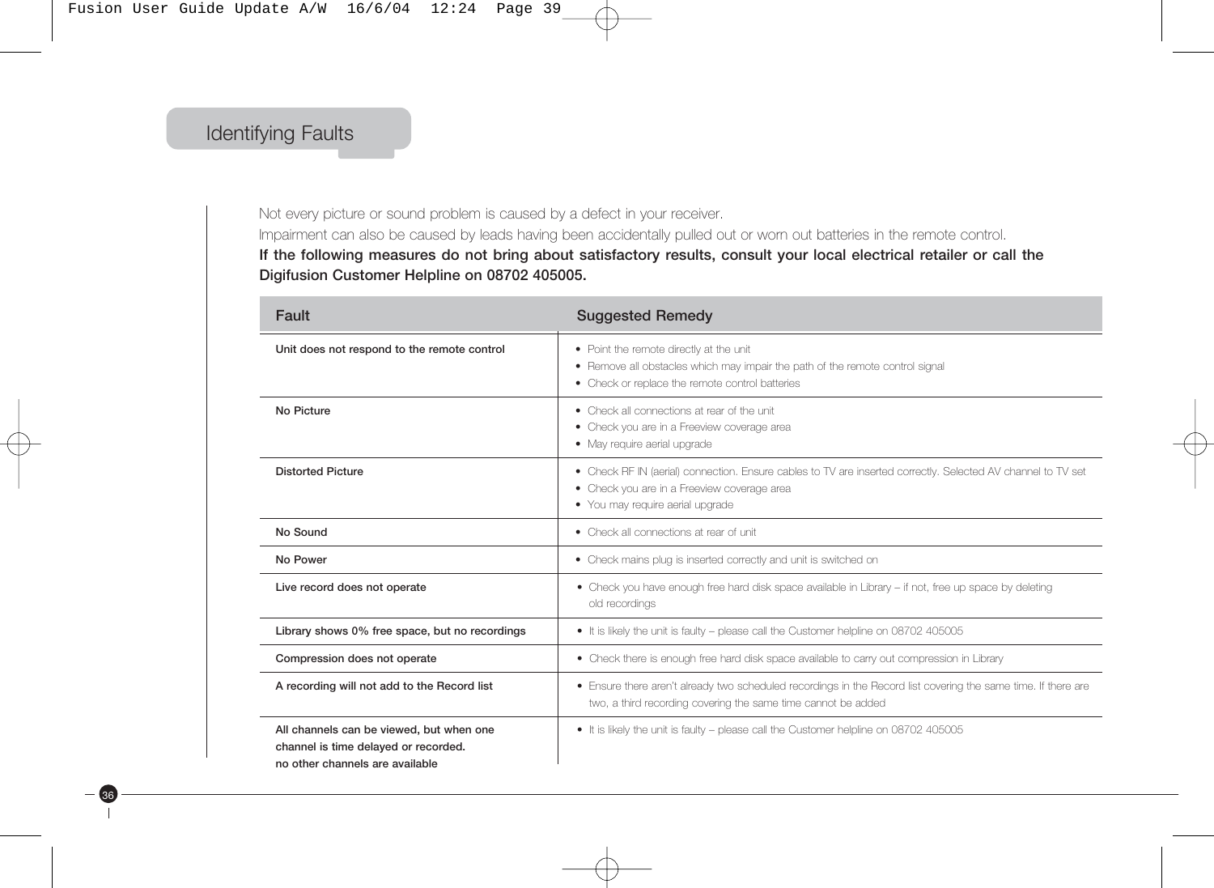# Identifying Faults

Not every picture or sound problem is caused by a defect in your receiver.
Impairment can also be caused by leads having been accidentally pulled out or worn out batteries in the remote control.
**If the following measures do not bring about satisfactory results, consult your local electrical retailer or call the Digifusion Customer Helpline on 08702 405005.**

| Fault | Suggested Remedy |
|---|---|
| **Unit does not respond to the remote control** | • Point the remote directly at the unit<br>• Remove all obstacles which may impair the path of the remote control signal<br>• Check or replace the remote control batteries |
| **No Picture** | • Check all connections at rear of the unit<br>• Check you are in a Freeview coverage area<br>• May require aerial upgrade |
| **Distorted Picture** | • Check RF IN (aerial) connection. Ensure cables to TV are inserted correctly. Selected AV channel to TV set<br>• Check you are in a Freeview coverage area<br>• You may require aerial upgrade |
| **No Sound** | • Check all connections at rear of unit |
| **No Power** | • Check mains plug is inserted correctly and unit is switched on |
| **Live record does not operate** | • Check you have enough free hard disk space available in Library – if not, free up space by deleting old recordings |
| **Library shows 0% free space, but no recordings** | • It is likely the unit is faulty – please call the Customer helpline on 08702 405005 |
| **Compression does not operate** | • Check there is enough free hard disk space available to carry out compression in Library |
| **A recording will not add to the Record list** | • Ensure there aren't already two scheduled recordings in the Record list covering the same time. If there are two, a third recording covering the same time cannot be added |
| **All channels can be viewed, but when one channel is time delayed or recorded. no other channels are available** | • It is likely the unit is faulty – please call the Customer helpline on 08702 405005 |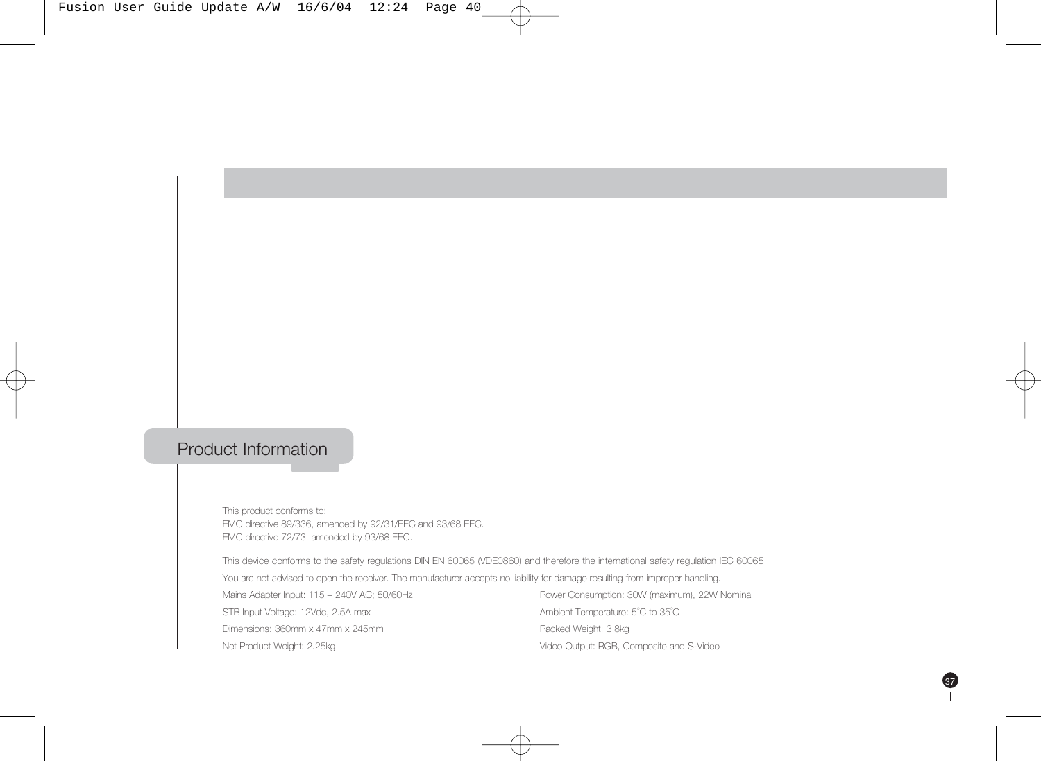## Product Information

This product conforms to:
EMC directive 89/336, amended by 92/31/EEC and 93/68 EEC.
EMC directive 72/73, amended by 93/68 EEC.

This device conforms to the safety regulations DIN EN 60065 (VDE0860) and therefore the international safety regulation IEC 60065.

You are not advised to open the receiver. The manufacturer accepts no liability for damage resulting from improper handling.

Mains Adapter Input: 115 – 240V AC; 50/60Hz

STB Input Voltage: 12Vdc, 2.5A max

Dimensions: 360mm x 47mm x 245mm

Net Product Weight: 2.25kg

Power Consumption: 30W (maximum), 22W Nominal

Ambient Temperature: 5°C to 35°C

Packed Weight: 3.8kg

Video Output: RGB, Composite and S-Video